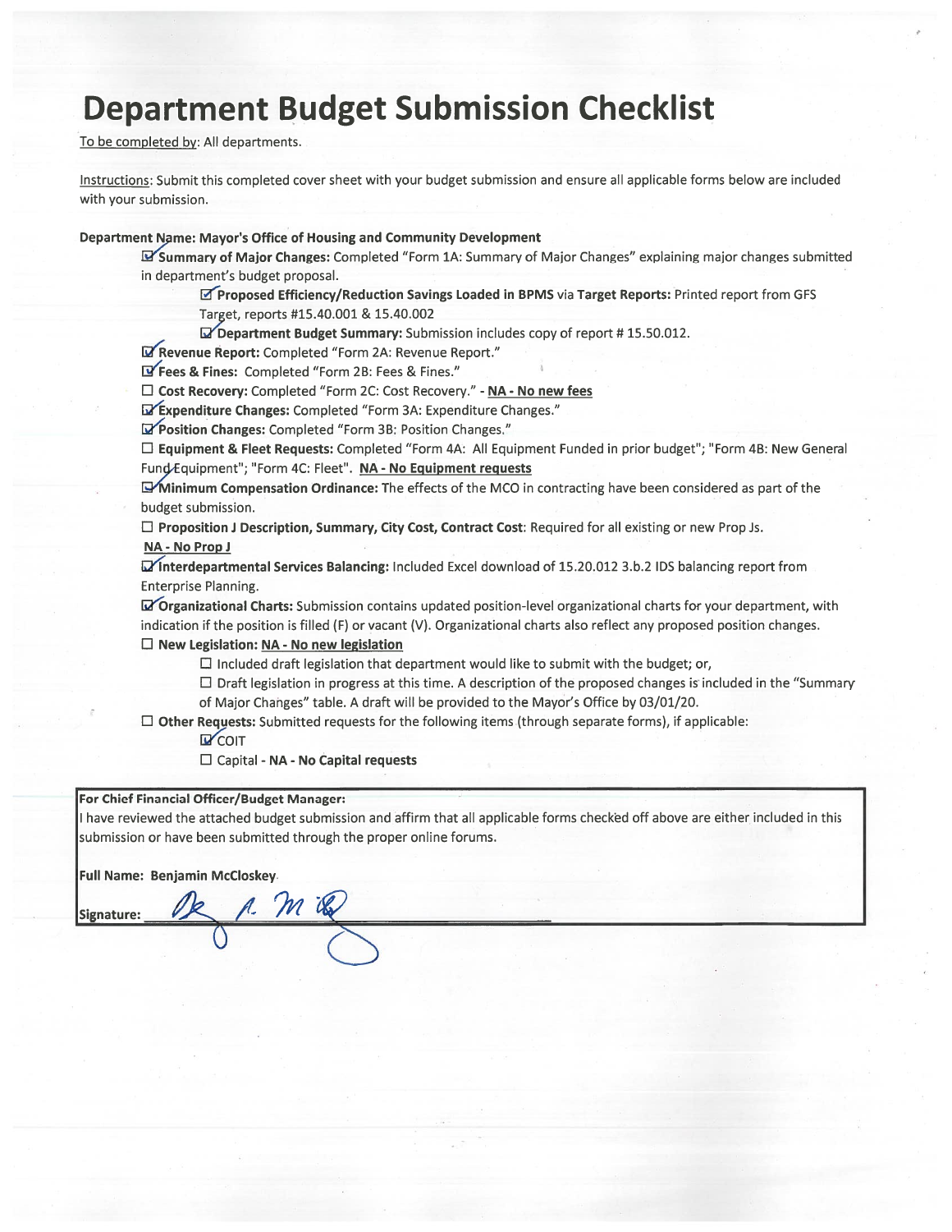# Department Budget Submission Checklist

To be completed by: All departments.

Instructions: Submit this completed cover sheet with your budget submission and ensure all applicable forms below are included with your submission.

**Department Name: Mayor's Office of Housing and Community Development**

- ☑ **Summary of Major Changes:** Completed "Form 1A: Summary of Major Changes" explaining major changes submitted in department's budget proposal.
  - ☑ **Proposed Efficiency/Reduction Savings Loaded in BPMS** via **Target Reports:** Printed report from GFS Target, reports #15.40.001 & 15.40.002
  - ☑ **Department Budget Summary:** Submission includes copy of report # 15.50.012.
- ☑ **Revenue Report:** Completed "Form 2A: Revenue Report."
- ☑ **Fees & Fines:** Completed "Form 2B: Fees & Fines."
- ☐ **Cost Recovery:** Completed "Form 2C: Cost Recovery." - **NA - No new fees**
- ☑ **Expenditure Changes:** Completed "Form 3A: Expenditure Changes."
- ☑ **Position Changes:** Completed "Form 3B: Position Changes."
- ☐ **Equipment & Fleet Requests:** Completed "Form 4A: All Equipment Funded in prior budget"; "Form 4B: New General Fund Equipment"; "Form 4C: Fleet". **NA - No Equipment requests**
- ☑ **Minimum Compensation Ordinance:** The effects of the MCO in contracting have been considered as part of the budget submission.
- ☐ **Proposition J Description, Summary, City Cost, Contract Cost**: Required for all existing or new Prop Js. **NA - No Prop J**
- ☑ **Interdepartmental Services Balancing:** Included Excel download of 15.20.012 3.b.2 IDS balancing report from Enterprise Planning.
- ☑ **Organizational Charts:** Submission contains updated position-level organizational charts for your department, with indication if the position is filled (F) or vacant (V). Organizational charts also reflect any proposed position changes.
- ☐ **New Legislation: NA - No new legislation**
  - ☐ Included draft legislation that department would like to submit with the budget; or,
  - ☐ Draft legislation in progress at this time. A description of the proposed changes is included in the "Summary of Major Changes" table. A draft will be provided to the Mayor's Office by 03/01/20.
- ☐ **Other Requests:** Submitted requests for the following items (through separate forms), if applicable:
  - ☑ COIT
  - ☐ Capital - **NA - No Capital requests**

**For Chief Financial Officer/Budget Manager:**

I have reviewed the attached budget submission and affirm that all applicable forms checked off above are either included in this submission or have been submitted through the proper online forums.

**Full Name: Benjamin McCloskey**

**Signature:** [signature]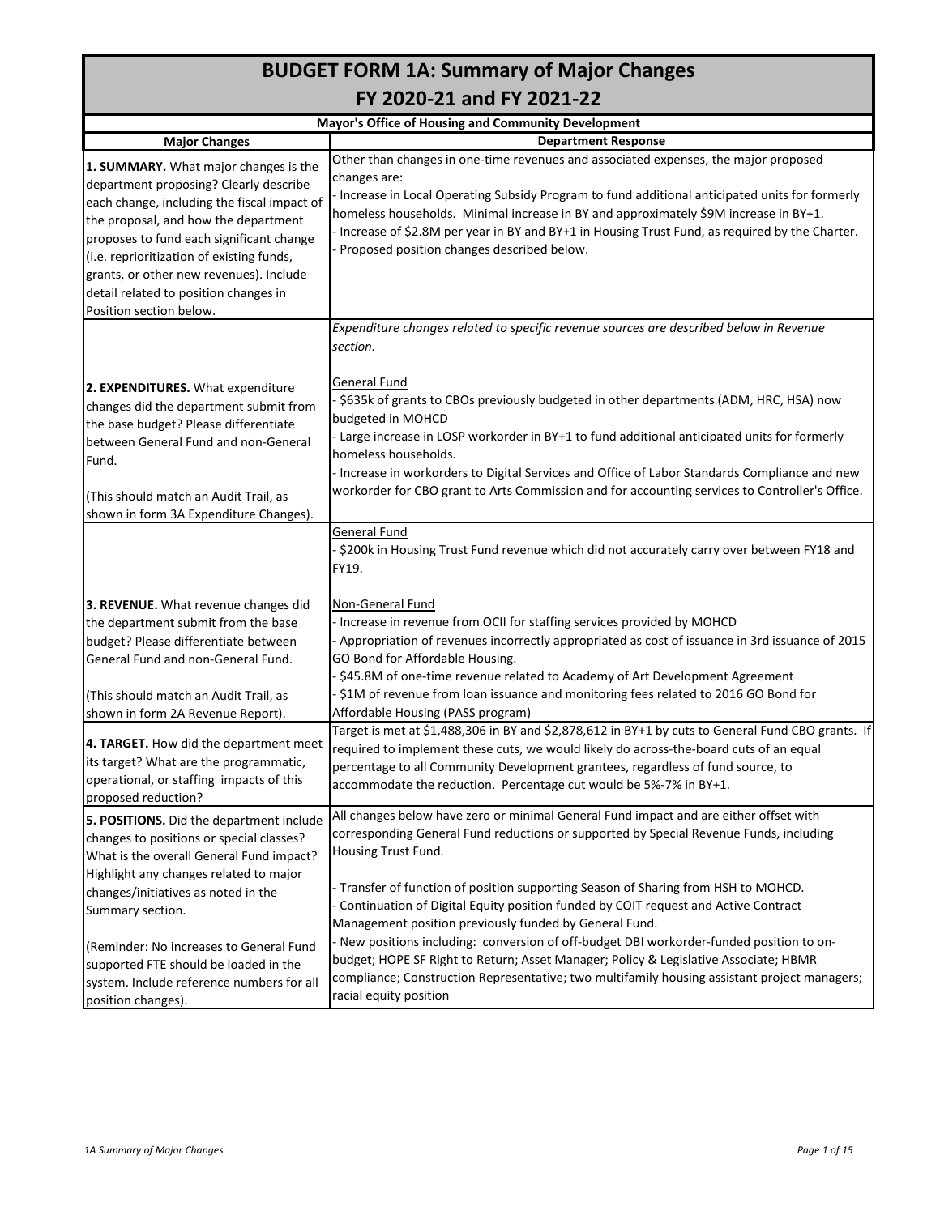# BUDGET FORM 1A: Summary of Major Changes
## FY 2020-21 and FY 2021-22

**Mayor's Office of Housing and Community Development**

| Major Changes | Department Response |
|---|---|
| **1. SUMMARY.** What major changes is the department proposing? Clearly describe each change, including the fiscal impact of the proposal, and how the department proposes to fund each significant change (i.e. reprioritization of existing funds, grants, or other new revenues). Include detail related to position changes in Position section below. | Other than changes in one-time revenues and associated expenses, the major proposed changes are:<br>- Increase in Local Operating Subsidy Program to fund additional anticipated units for formerly homeless households. Minimal increase in BY and approximately $9M increase in BY+1.<br>- Increase of $2.8M per year in BY and BY+1 in Housing Trust Fund, as required by the Charter.<br>- Proposed position changes described below. |
| **2. EXPENDITURES.** What expenditure changes did the department submit from the base budget? Please differentiate between General Fund and non-General Fund.<br><br>(This should match an Audit Trail, as shown in form 3A Expenditure Changes). | *Expenditure changes related to specific revenue sources are described below in Revenue section.*<br><br>General Fund<br>- $635k of grants to CBOs previously budgeted in other departments (ADM, HRC, HSA) now budgeted in MOHCD<br>- Large increase in LOSP workorder in BY+1 to fund additional anticipated units for formerly homeless households.<br>- Increase in workorders to Digital Services and Office of Labor Standards Compliance and new workorder for CBO grant to Arts Commission and for accounting services to Controller's Office. |
| **3. REVENUE.** What revenue changes did the department submit from the base budget? Please differentiate between General Fund and non-General Fund.<br><br>(This should match an Audit Trail, as shown in form 2A Revenue Report). | General Fund<br>- $200k in Housing Trust Fund revenue which did not accurately carry over between FY18 and FY19.<br><br>Non-General Fund<br>- Increase in revenue from OCII for staffing services provided by MOHCD<br>- Appropriation of revenues incorrectly appropriated as cost of issuance in 3rd issuance of 2015 GO Bond for Affordable Housing.<br>- $45.8M of one-time revenue related to Academy of Art Development Agreement<br>- $1M of revenue from loan issuance and monitoring fees related to 2016 GO Bond for Affordable Housing (PASS program) |
| **4. TARGET.** How did the department meet its target? What are the programmatic, operational, or staffing impacts of this proposed reduction? | Target is met at $1,488,306 in BY and $2,878,612 in BY+1 by cuts to General Fund CBO grants. If required to implement these cuts, we would likely do across-the-board cuts of an equal percentage to all Community Development grantees, regardless of fund source, to accommodate the reduction. Percentage cut would be 5%-7% in BY+1. |
| **5. POSITIONS.** Did the department include changes to positions or special classes? What is the overall General Fund impact? Highlight any changes related to major changes/initiatives as noted in the Summary section.<br><br>(Reminder: No increases to General Fund supported FTE should be loaded in the system. Include reference numbers for all position changes). | All changes below have zero or minimal General Fund impact and are either offset with corresponding General Fund reductions or supported by Special Revenue Funds, including Housing Trust Fund.<br><br>- Transfer of function of position supporting Season of Sharing from HSH to MOHCD.<br>- Continuation of Digital Equity position funded by COIT request and Active Contract Management position previously funded by General Fund.<br>- New positions including: conversion of off-budget DBI workorder-funded position to on-budget; HOPE SF Right to Return; Asset Manager; Policy & Legislative Associate; HBMR compliance; Construction Representative; two multifamily housing assistant project managers; racial equity position |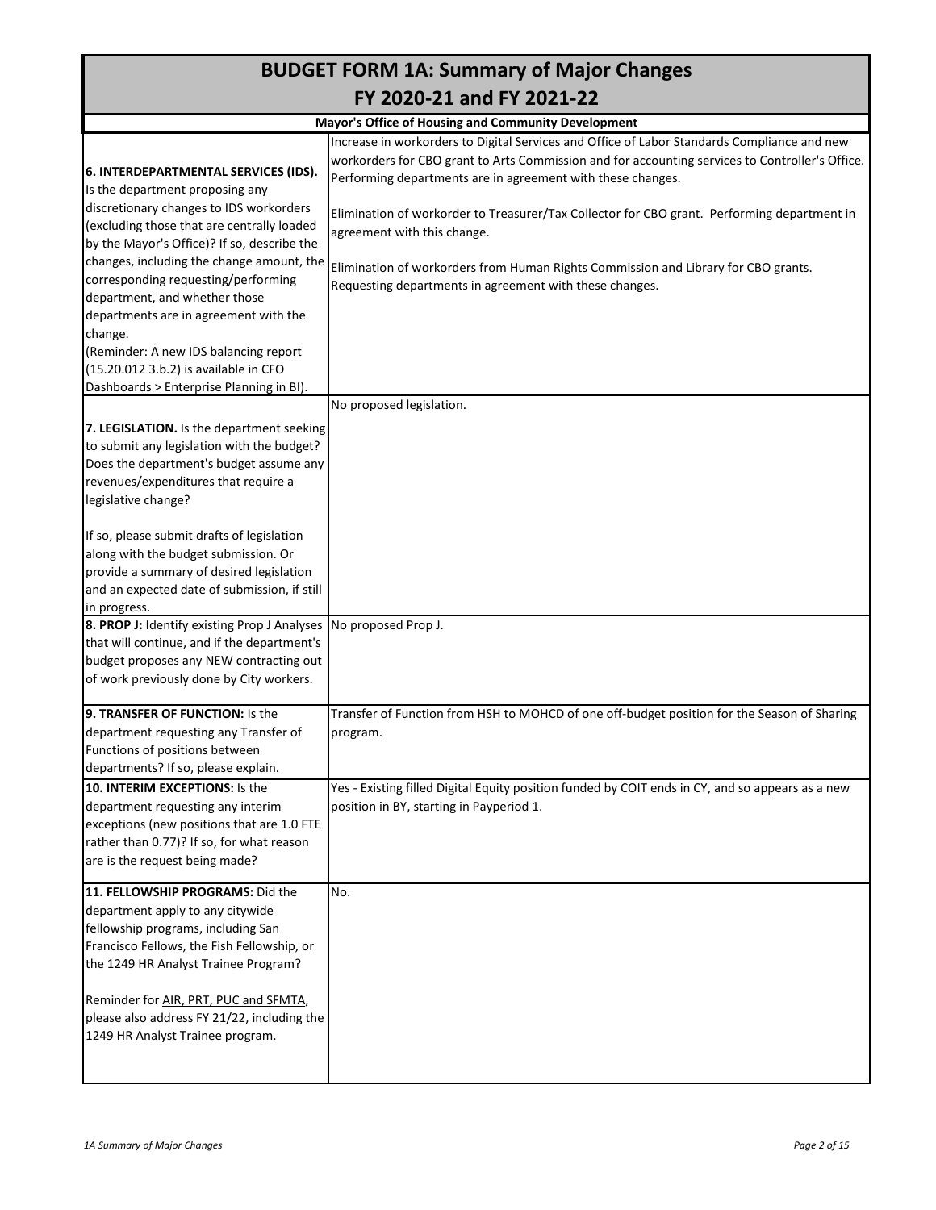# BUDGET FORM 1A: Summary of Major Changes
# FY 2020-21 and FY 2021-22

**Mayor's Office of Housing and Community Development**

| | |
|---|---|
| **6. INTERDEPARTMENTAL SERVICES (IDS).** Is the department proposing any discretionary changes to IDS workorders (excluding those that are centrally loaded by the Mayor's Office)? If so, describe the changes, including the change amount, the corresponding requesting/performing department, and whether those departments are in agreement with the change.<br>(Reminder: A new IDS balancing report (15.20.012 3.b.2) is available in CFO Dashboards > Enterprise Planning in BI). | Increase in workorders to Digital Services and Office of Labor Standards Compliance and new workorders for CBO grant to Arts Commission and for accounting services to Controller's Office. Performing departments are in agreement with these changes.<br><br>Elimination of workorder to Treasurer/Tax Collector for CBO grant. Performing department in agreement with this change.<br><br>Elimination of workorders from Human Rights Commission and Library for CBO grants. Requesting departments in agreement with these changes. |
| **7. LEGISLATION.** Is the department seeking to submit any legislation with the budget? Does the department's budget assume any revenues/expenditures that require a legislative change?<br><br>If so, please submit drafts of legislation along with the budget submission. Or provide a summary of desired legislation and an expected date of submission, if still in progress. | No proposed legislation. |
| **8. PROP J:** Identify existing Prop J Analyses that will continue, and if the department's budget proposes any NEW contracting out of work previously done by City workers. | No proposed Prop J. |
| **9. TRANSFER OF FUNCTION:** Is the department requesting any Transfer of Functions of positions between departments? If so, please explain. | Transfer of Function from HSH to MOHCD of one off-budget position for the Season of Sharing program. |
| **10. INTERIM EXCEPTIONS:** Is the department requesting any interim exceptions (new positions that are 1.0 FTE rather than 0.77)? If so, for what reason are is the request being made? | Yes - Existing filled Digital Equity position funded by COIT ends in CY, and so appears as a new position in BY, starting in Payperiod 1. |
| **11. FELLOWSHIP PROGRAMS:** Did the department apply to any citywide fellowship programs, including San Francisco Fellows, the Fish Fellowship, or the 1249 HR Analyst Trainee Program?<br><br>Reminder for AIR, PRT, PUC and SFMTA, please also address FY 21/22, including the 1249 HR Analyst Trainee program. | No. |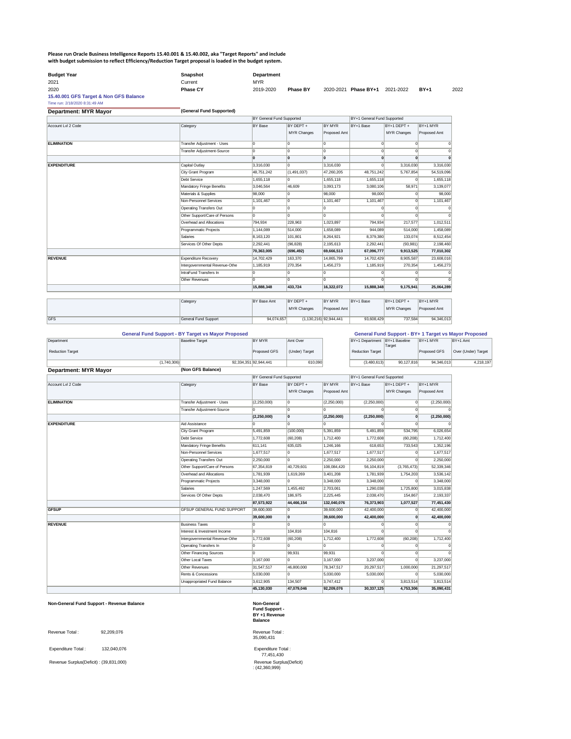**Please run Oracle Business Intelligence Reports 15.40.001 & 15.40.002, aka "Target Reports" and include with budget submission to reflect Efficiency/Reduction Target proposal is loaded in the budget system.**

| Budget Year | Snapshot | Department | | | | | |
|---|---|---|---|---|---|---|---|
| 2021 | Current | MYR | | | | | |
| 2020 | **Phase CY** | 2019-2020 | **Phase BY** | 2020-2021 | **Phase BY+1** | 2021-2022 | **BY+1** 2022 |

**15.40.001 GFS Target & Non GFS Balance**

Time run: 2/18/2020 8:31:49 AM

## Department: MYR Mayor

**(General Fund Supported)**

| Account Lvl 2 Code | Category | BY General Fund Supported: BY Base | BY DEPT + MYR Changes | BY MYR Proposed Amt | BY+1 General Fund Supported: BY+1 Base | BY+1 DEPT + MYR Changes | BY+1 MYR Proposed Amt |
|---|---|---|---|---|---|---|---|
| **ELIMINATION** | Transfer Adjustment - Uses | 0 | 0 | 0 | 0 | 0 | 0 |
| | Transfer Adjustment-Source | 0 | 0 | 0 | 0 | 0 | 0 |
| | | **0** | **0** | **0** | **0** | **0** | **0** |
| **EXPENDITURE** | Capital Outlay | 3,316,030 | 0 | 3,316,030 | 0 | 3,316,030 | 3,316,030 |
| | City Grant Program | 48,751,242 | (1,491,037) | 47,260,205 | 48,751,242 | 5,767,854 | 54,519,096 |
| | Debt Service | 1,655,118 | 0 | 1,655,118 | 1,655,118 | 0 | 1,655,118 |
| | Mandatory Fringe Benefits | 3,046,564 | 46,609 | 3,093,173 | 3,080,106 | 58,971 | 3,139,077 |
| | Materials & Supplies | 98,000 | 0 | 98,000 | 98,000 | 0 | 98,000 |
| | Non-Personnel Services | 1,101,467 | 0 | 1,101,467 | 1,101,467 | 0 | 1,101,467 |
| | Operating Transfers Out | 0 | 0 | 0 | 0 | 0 | 0 |
| | Other Support/Care of Persons | 0 | 0 | 0 | 0 | 0 | 0 |
| | Overhead and Allocations | 794,934 | 228,963 | 1,023,897 | 794,934 | 217,577 | 1,012,511 |
| | Programmatic Projects | 1,144,089 | 514,000 | 1,658,089 | 944,089 | 514,000 | 1,458,089 |
| | Salaries | 8,163,120 | 101,801 | 8,264,921 | 8,379,380 | 133,074 | 8,512,454 |
| | Services Of Other Depts | 2,292,441 | (96,828) | 2,195,613 | 2,292,441 | (93,981) | 2,198,460 |
| | | **70,363,005** | **(696,492)** | **69,666,513** | **67,096,777** | **9,913,525** | **77,010,302** |
| **REVENUE** | Expenditure Recovery | 14,702,429 | 163,370 | 14,865,799 | 14,702,429 | 8,905,587 | 23,608,016 |
| | Intergovernmental Revenue-Othe | 1,185,919 | 270,354 | 1,456,273 | 1,185,919 | 270,354 | 1,456,273 |
| | IntraFund Transfers In | 0 | 0 | 0 | 0 | 0 | 0 |
| | Other Revenues | 0 | 0 | 0 | 0 | 0 | 0 |
| | | **15,888,348** | **433,724** | **16,322,072** | **15,888,348** | **9,175,941** | **25,064,289** |

| | Category | BY Base Amt | BY DEPT + MYR Changes | BY MYR Proposed Amt | BY+1 Base | BY+1 DEPT + MYR Changes | BY+1 MYR Proposed Amt |
|---|---|---|---|---|---|---|---|
| GFS | General Fund Support | 94,074,657 | (1,130,216) | 92,944,441 | 93,608,429 | 737,584 | 94,346,013 |

**General Fund Support - BY Target vs Mayor Proposed**

| Department Reduction Target | Baseline Target | BY MYR Proposed GFS | Amt Over (Under) Target |
|---|---|---|---|
| (1,740,306) | 92,334,351 | 92,944,441 | 610,090 |

**General Fund Support - BY+ 1 Target vs Mayor Proposed**

| BY+1 Department Reduction Target | BY+1 Baseline Target | BY+1 MYR Proposed GFS | BY+1 Amt Over (Under) Target |
|---|---|---|---|
| (3,480,613) | 90,127,816 | 94,346,013 | 4,218,197 |

## Department: MYR Mayor

**(Non GFS Balance)**

| Account Lvl 2 Code | Category | BY General Fund Supported: BY Base | BY DEPT + MYR Changes | BY MYR Proposed Amt | BY+1 General Fund Supported: BY+1 Base | BY+1 DEPT + MYR Changes | BY+1 MYR Proposed Amt |
|---|---|---|---|---|---|---|---|
| **ELIMINATION** | Transfer Adjustment - Uses | (2,250,000) | 0 | (2,250,000) | (2,250,000) | 0 | (2,250,000) |
| | Transfer Adjustment-Source | 0 | 0 | 0 | 0 | 0 | 0 |
| | | **(2,250,000)** | **0** | **(2,250,000)** | **(2,250,000)** | **0** | **(2,250,000)** |
| **EXPENDITURE** | Aid Assistance | 0 | 0 | 0 | 0 | 0 | 0 |
| | City Grant Program | 5,491,859 | (100,000) | 5,391,859 | 5,491,859 | 534,795 | 6,026,654 |
| | Debt Service | 1,772,608 | (60,208) | 1,712,400 | 1,772,608 | (60,208) | 1,712,400 |
| | Mandatory Fringe Benefits | 611,141 | 635,025 | 1,246,166 | 618,653 | 733,543 | 1,352,196 |
| | Non-Personnel Services | 1,677,517 | 0 | 1,677,517 | 1,677,517 | 0 | 1,677,517 |
| | Operating Transfers Out | 2,250,000 | 0 | 2,250,000 | 2,250,000 | 0 | 2,250,000 |
| | Other Support/Care of Persons | 67,354,819 | 40,729,601 | 108,084,420 | 56,104,819 | (3,765,473) | 52,339,346 |
| | Overhead and Allocations | 1,781,939 | 1,619,269 | 3,401,208 | 1,781,939 | 1,754,203 | 3,536,142 |
| | Programmatic Projects | 3,348,000 | 0 | 3,348,000 | 3,348,000 | 0 | 3,348,000 |
| | Salaries | 1,247,569 | 1,455,492 | 2,703,061 | 1,290,038 | 1,725,800 | 3,015,838 |
| | Services Of Other Depts | 2,038,470 | 186,975 | 2,225,445 | 2,038,470 | 154,867 | 2,193,337 |
| | | **87,573,922** | **44,466,154** | **132,040,076** | **76,373,903** | **1,077,527** | **77,451,430** |
| **GFSUP** | GFSUP GENERAL FUND SUPPORT | 39,600,000 | 0 | 39,600,000 | 42,400,000 | 0 | 42,400,000 |
| | | **39,600,000** | **0** | **39,600,000** | **42,400,000** | **0** | **42,400,000** |
| **REVENUE** | Business Taxes | 0 | 0 | 0 | 0 | 0 | 0 |
| | Interest & Investment Income | 0 | 104,816 | 104,816 | 0 | 0 | 0 |
| | Intergovernmental Revenue-Othe | 1,772,608 | (60,208) | 1,712,400 | 1,772,608 | (60,208) | 1,712,400 |
| | Operating Transfers In | 0 | 0 | 0 | 0 | 0 | 0 |
| | Other Financing Sources | 0 | 99,931 | 99,931 | 0 | 0 | 0 |
| | Other Local Taxes | 3,167,000 | 0 | 3,167,000 | 3,237,000 | 0 | 3,237,000 |
| | Other Revenues | 31,547,517 | 46,800,000 | 78,347,517 | 20,297,517 | 1,000,000 | 21,297,517 |
| | Rents & Concessions | 5,030,000 | 0 | 5,030,000 | 5,030,000 | 0 | 5,030,000 |
| | Unappropriated Fund Balance | 3,612,905 | 134,507 | 3,747,412 | 0 | 3,813,514 | 3,813,514 |
| | | **45,130,030** | **47,079,046** | **92,209,076** | **30,337,125** | **4,753,306** | **35,090,431** |

**Non-General Fund Support - Revenue Balance**

Revenue Total : 92,209,076

Expenditure Total : 132,040,076

Revenue Surplus(Deficit) : (39,831,000)

**Non-General Fund Support - BY +1 Revenue Balance**

Revenue Total : 35,090,431

Expenditure Total : 77,451,430

Revenue Surplus(Deficit) : (42,360,999)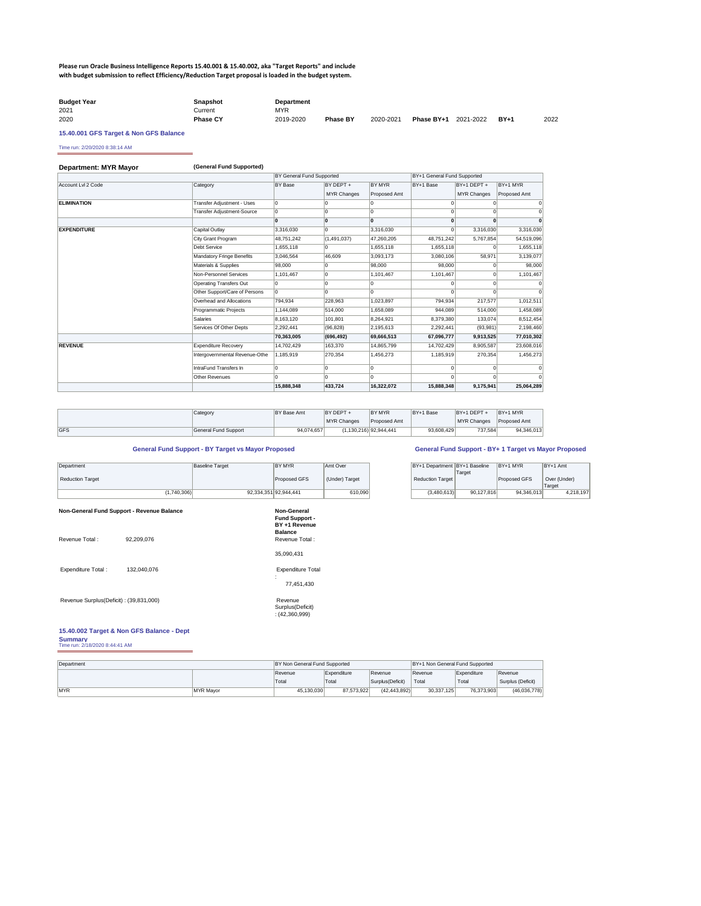**Please run Oracle Business Intelligence Reports 15.40.001 & 15.40.002, aka "Target Reports" and include with budget submission to reflect Efficiency/Reduction Target proposal is loaded in the budget system.**

| Budget Year | Snapshot | Department | | | | | | |
|---|---|---|---|---|---|---|---|---|
| 2021 | Current | MYR | | | | | | |
| 2020 | **Phase CY** | 2019-2020 | **Phase BY** | 2020-2021 | **Phase BY+1** | 2021-2022 | **BY+1** | 2022 |

### 15.40.001 GFS Target & Non GFS Balance

Time run: 2/20/2020 8:38:14 AM

**Department: MYR Mayor** **(General Fund Supported)**

| | | BY General Fund Supported | | | BY+1 General Fund Supported | | |
|---|---|---|---|---|---|---|---|
| Account Lvl 2 Code | Category | BY Base | BY DEPT + MYR Changes | BY MYR Proposed Amt | BY+1 Base | BY+1 DEPT + MYR Changes | BY+1 MYR Proposed Amt |
| **ELIMINATION** | Transfer Adjustment - Uses | 0 | 0 | 0 | 0 | 0 | 0 |
| | Transfer Adjustment-Source | 0 | 0 | 0 | 0 | 0 | 0 |
| | | **0** | **0** | **0** | **0** | **0** | **0** |
| **EXPENDITURE** | Capital Outlay | 3,316,030 | 0 | 3,316,030 | 0 | 3,316,030 | 3,316,030 |
| | City Grant Program | 48,751,242 | (1,491,037) | 47,260,205 | 48,751,242 | 5,767,854 | 54,519,096 |
| | Debt Service | 1,655,118 | 0 | 1,655,118 | 1,655,118 | 0 | 1,655,118 |
| | Mandatory Fringe Benefits | 3,046,564 | 46,609 | 3,093,173 | 3,080,106 | 58,971 | 3,139,077 |
| | Materials & Supplies | 98,000 | 0 | 98,000 | 98,000 | 0 | 98,000 |
| | Non-Personnel Services | 1,101,467 | 0 | 1,101,467 | 1,101,467 | 0 | 1,101,467 |
| | Operating Transfers Out | 0 | 0 | 0 | 0 | 0 | 0 |
| | Other Support/Care of Persons | 0 | 0 | 0 | 0 | 0 | 0 |
| | Overhead and Allocations | 794,934 | 228,963 | 1,023,897 | 794,934 | 217,577 | 1,012,511 |
| | Programmatic Projects | 1,144,089 | 514,000 | 1,658,089 | 944,089 | 514,000 | 1,458,089 |
| | Salaries | 8,163,120 | 101,801 | 8,264,921 | 8,379,380 | 133,074 | 8,512,454 |
| | Services Of Other Depts | 2,292,441 | (96,828) | 2,195,613 | 2,292,441 | (93,981) | 2,198,460 |
| | | **70,363,005** | **(696,492)** | **69,666,513** | **67,096,777** | **9,913,525** | **77,010,302** |
| **REVENUE** | Expenditure Recovery | 14,702,429 | 163,370 | 14,865,799 | 14,702,429 | 8,905,587 | 23,608,016 |
| | Intergovernmental Revenue-Othe | 1,185,919 | 270,354 | 1,456,273 | 1,185,919 | 270,354 | 1,456,273 |
| | IntraFund Transfers In | 0 | 0 | 0 | 0 | 0 | 0 |
| | Other Revenues | 0 | 0 | 0 | 0 | 0 | 0 |
| | | **15,888,348** | **433,724** | **16,322,072** | **15,888,348** | **9,175,941** | **25,064,289** |

| | Category | BY Base Amt | BY DEPT + MYR Changes | BY MYR Proposed Amt | BY+1 Base | BY+1 DEPT + MYR Changes | BY+1 MYR Proposed Amt |
|---|---|---|---|---|---|---|---|
| GFS | General Fund Support | 94,074,657 | (1,130,216) | 92,944,441 | 93,608,429 | 737,584 | 94,346,013 |

**General Fund Support - BY Target vs Mayor Proposed**

| Department Reduction Target | Baseline Target | BY MYR Proposed GFS | Amt Over (Under) Target |
|---|---|---|---|
| (1,740,306) | 92,334,351 | 92,944,441 | 610,090 |

**General Fund Support - BY+ 1 Target vs Mayor Proposed**

| BY+1 Department Reduction Target | BY+1 Baseline Target | BY+1 MYR Proposed GFS | BY+1 Amt Over (Under) Target |
|---|---|---|---|
| (3,480,613) | 90,127,816 | 94,346,013 | 4,218,197 |

**Non-General Fund Support - Revenue Balance**

Revenue Total : 92,209,076

Expenditure Total : 132,040,076

Revenue Surplus(Deficit) : (39,831,000)

**Non-General Fund Support - BY +1 Revenue Balance**

Revenue Total : 35,090,431

Expenditure Total : 77,451,430

Revenue Surplus(Deficit) : (42,360,999)

### 15.40.002 Target & Non GFS Balance - Dept Summary

Time run: 2/18/2020 8:44:41 AM

| Department | | BY Non General Fund Supported | | | BY+1 Non General Fund Supported | | |
|---|---|---|---|---|---|---|---|
| | | Revenue Total | Expenditure Total | Revenue Surplus(Deficit) | Revenue Total | Expenditure Total | Revenue Surplus (Deficit) |
| MYR | MYR Mayor | 45,130,030 | 87,573,922 | (42,443,892) | 30,337,125 | 76,373,903 | (46,036,778) |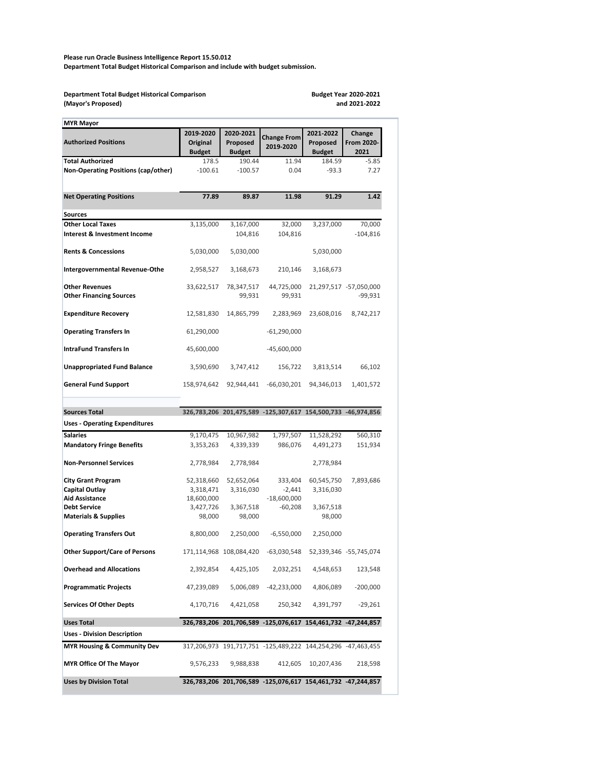**Please run Oracle Business Intelligence Report 15.50.012**
**Department Total Budget Historical Comparison and include with budget submission.**

**Department Total Budget Historical Comparison** **Budget Year 2020-2021**
**(Mayor's Proposed)** **and 2021-2022**

| MYR Mayor | | | | | |
|---|---|---|---|---|---|
| **Authorized Positions** | **2019-2020 Original Budget** | **2020-2021 Proposed Budget** | **Change From 2019-2020** | **2021-2022 Proposed Budget** | **Change From 2020-2021** |
| **Total Authorized** | 178.5 | 190.44 | 11.94 | 184.59 | -5.85 |
| **Non-Operating Positions (cap/other)** | -100.61 | -100.57 | 0.04 | -93.3 | 7.27 |
| **Net Operating Positions** | **77.89** | **89.87** | **11.98** | **91.29** | **1.42** |
| **Sources** | | | | | |
| **Other Local Taxes** | 3,135,000 | 3,167,000 | 32,000 | 3,237,000 | 70,000 |
| **Interest & Investment Income** | | 104,816 | 104,816 | | -104,816 |
| **Rents & Concessions** | 5,030,000 | 5,030,000 | | 5,030,000 | |
| **Intergovernmental Revenue-Othe** | 2,958,527 | 3,168,673 | 210,146 | 3,168,673 | |
| **Other Revenues** | 33,622,517 | 78,347,517 | 44,725,000 | 21,297,517 | -57,050,000 |
| **Other Financing Sources** | | 99,931 | 99,931 | | -99,931 |
| **Expenditure Recovery** | 12,581,830 | 14,865,799 | 2,283,969 | 23,608,016 | 8,742,217 |
| **Operating Transfers In** | 61,290,000 | | -61,290,000 | | |
| **IntraFund Transfers In** | 45,600,000 | | -45,600,000 | | |
| **Unappropriated Fund Balance** | 3,590,690 | 3,747,412 | 156,722 | 3,813,514 | 66,102 |
| **General Fund Support** | 158,974,642 | 92,944,441 | -66,030,201 | 94,346,013 | 1,401,572 |
| **Sources Total** | **326,783,206** | **201,475,589** | **-125,307,617** | **154,500,733** | **-46,974,856** |
| **Uses - Operating Expenditures** | | | | | |
| **Salaries** | 9,170,475 | 10,967,982 | 1,797,507 | 11,528,292 | 560,310 |
| **Mandatory Fringe Benefits** | 3,353,263 | 4,339,339 | 986,076 | 4,491,273 | 151,934 |
| **Non-Personnel Services** | 2,778,984 | 2,778,984 | | 2,778,984 | |
| **City Grant Program** | 52,318,660 | 52,652,064 | 333,404 | 60,545,750 | 7,893,686 |
| **Capital Outlay** | 3,318,471 | 3,316,030 | -2,441 | 3,316,030 | |
| **Aid Assistance** | 18,600,000 | | -18,600,000 | | |
| **Debt Service** | 3,427,726 | 3,367,518 | -60,208 | 3,367,518 | |
| **Materials & Supplies** | 98,000 | 98,000 | | 98,000 | |
| **Operating Transfers Out** | 8,800,000 | 2,250,000 | -6,550,000 | 2,250,000 | |
| **Other Support/Care of Persons** | 171,114,968 | 108,084,420 | -63,030,548 | 52,339,346 | -55,745,074 |
| **Overhead and Allocations** | 2,392,854 | 4,425,105 | 2,032,251 | 4,548,653 | 123,548 |
| **Programmatic Projects** | 47,239,089 | 5,006,089 | -42,233,000 | 4,806,089 | -200,000 |
| **Services Of Other Depts** | 4,170,716 | 4,421,058 | 250,342 | 4,391,797 | -29,261 |
| **Uses Total** | **326,783,206** | **201,706,589** | **-125,076,617** | **154,461,732** | **-47,244,857** |
| **Uses - Division Description** | | | | | |
| **MYR Housing & Community Dev** | 317,206,973 | 191,717,751 | -125,489,222 | 144,254,296 | -47,463,455 |
| **MYR Office Of The Mayor** | 9,576,233 | 9,988,838 | 412,605 | 10,207,436 | 218,598 |
| **Uses by Division Total** | **326,783,206** | **201,706,589** | **-125,076,617** | **154,461,732** | **-47,244,857** |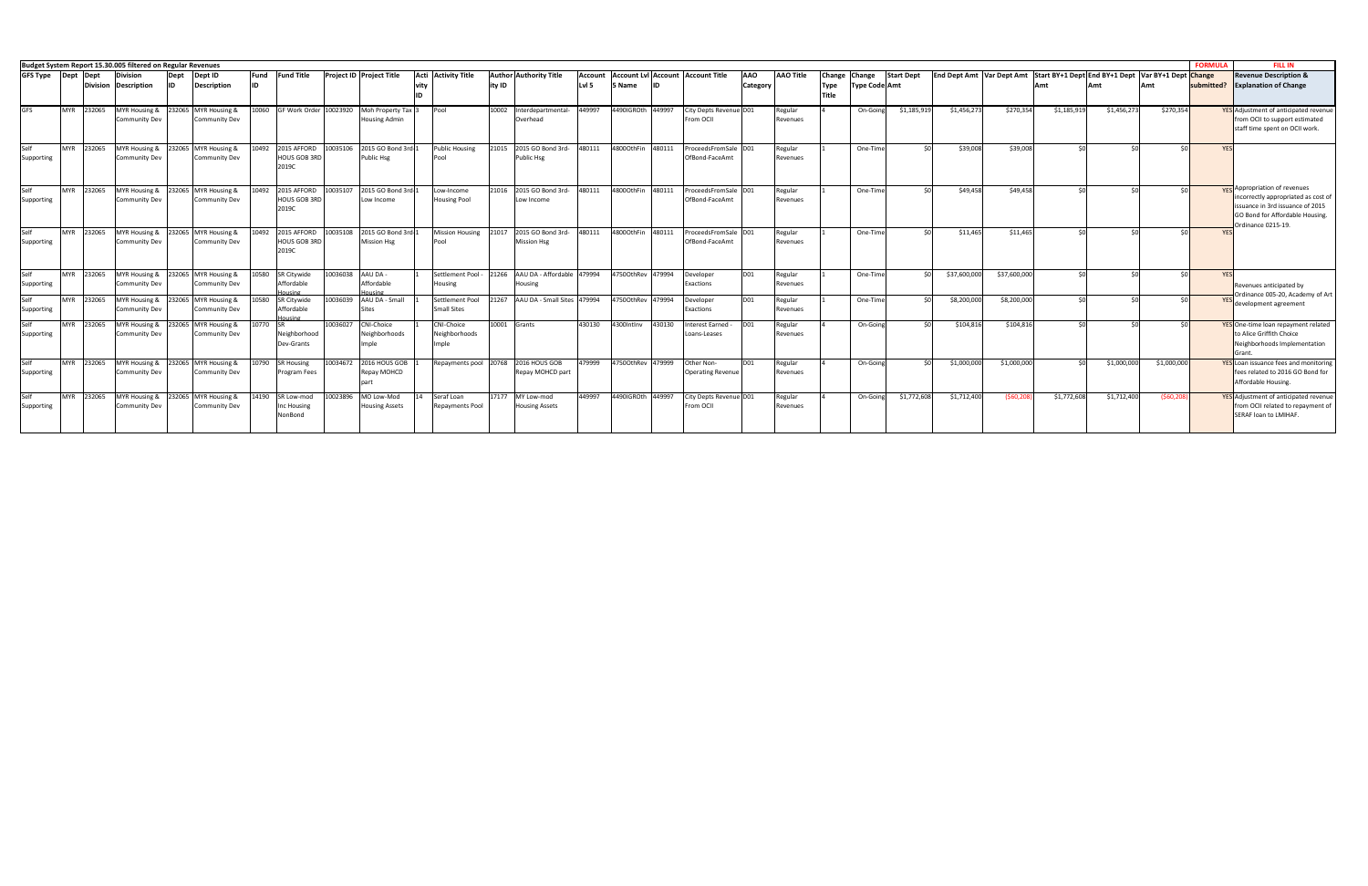**Budget System Report 15.30.005 filtered on Regular Revenues**

| GFS Type | Dept | Dept Division | Division Description | Dept ID | Dept ID Description | Fund ID | Fund Title | Project ID | Project Title | Activity ID | Activity Title | Authority ID | Authority Title | Account Lvl 5 | Account Lvl 5 Name | Account ID | Account Title | AAO Category | AAO Title | Change Type | Change Type Code | Start Dept Amt | End Dept Amt | Var Dept Amt | Start BY+1 Dept Amt | End BY+1 Dept Amt | Var BY+1 Dept Amt | Change submitted? | Revenue Description & Explanation of Change |
|---|---|---|---|---|---|---|---|---|---|---|---|---|---|---|---|---|---|---|---|---|---|---|---|---|---|---|---|---|---|
| GFS | MYR | 232065 | MYR Housing & Community Dev | 232065 | MYR Housing & Community Dev | 10060 | GF Work Order | 10023920 | Moh Property Tax Housing Admin | 3 | Pool | 10002 | Interdepartmental-Overhead | 449997 | 4490IGROth | 449997 | City Depts Revenue From OCII | D01 | Regular Revenues | 4 | On-Going | $1,185,919 | $1,456,273 | $270,354 | $1,185,919 | $1,456,273 | $270,354 | YES | Adjustment of anticipated revenue from OCII to support estimated staff time spent on OCII work. |
| Self Supporting | MYR | 232065 | MYR Housing & Community Dev | 232065 | MYR Housing & Community Dev | 10492 | 2015 AFFORD HOUS GOB 3RD 2019C | 10035106 | 2015 GO Bond 3rd Public Hsg | 1 | Public Housing Pool | 21015 | 2015 GO Bond 3rd-Public Hsg | 480111 | 4800OthFin | 480111 | ProceedsFromSale OfBond-FaceAmt | D01 | Regular Revenues | 1 | One-Time | $0 | $39,008 | $39,008 | $0 | $0 | $0 | YES | |
| Self Supporting | MYR | 232065 | MYR Housing & Community Dev | 232065 | MYR Housing & Community Dev | 10492 | 2015 AFFORD HOUS GOB 3RD 2019C | 10035107 | 2015 GO Bond 3rd Low Income | 1 | Low-Income Housing Pool | 21016 | 2015 GO Bond 3rd-Low Income | 480111 | 4800OthFin | 480111 | ProceedsFromSale OfBond-FaceAmt | D01 | Regular Revenues | 1 | One-Time | $0 | $49,458 | $49,458 | $0 | $0 | $0 | YES | Appropriation of revenues incorrectly appropriated as cost of issuance in 3rd issuance of 2015 GO Bond for Affordable Housing. Ordinance 0215-19. |
| Self Supporting | MYR | 232065 | MYR Housing & Community Dev | 232065 | MYR Housing & Community Dev | 10492 | 2015 AFFORD HOUS GOB 3RD 2019C | 10035108 | 2015 GO Bond 3rd Mission Hsg | 1 | Mission Housing Pool | 21017 | 2015 GO Bond 3rd-Mission Hsg | 480111 | 4800OthFin | 480111 | ProceedsFromSale OfBond-FaceAmt | D01 | Regular Revenues | 1 | One-Time | $0 | $11,465 | $11,465 | $0 | $0 | $0 | YES | |
| Self Supporting | MYR | 232065 | MYR Housing & Community Dev | 232065 | MYR Housing & Community Dev | 10580 | SR Citywide Affordable Housing | 10036038 | AAU DA - Affordable Housing | 1 | Settlement Pool - Housing | 21266 | AAU DA - Affordable Housing | 479994 | 4750OthRev | 479994 | Developer Exactions | D01 | Regular Revenues | 1 | One-Time | $0 | $37,600,000 | $37,600,000 | $0 | $0 | $0 | YES | Revenues anticipated by Ordinance 005-20, Academy of Art development agreement |
| Self Supporting | MYR | 232065 | MYR Housing & Community Dev | 232065 | MYR Housing & Community Dev | 10580 | SR Citywide Affordable Housing | 10036039 | AAU DA - Small Sites | 1 | Settlement Pool Small Sites | 21267 | AAU DA - Small Sites | 479994 | 4750OthRev | 479994 | Developer Exactions | D01 | Regular Revenues | 1 | One-Time | $0 | $8,200,000 | $8,200,000 | $0 | $0 | $0 | YES | |
| Self Supporting | MYR | 232065 | MYR Housing & Community Dev | 232065 | MYR Housing & Community Dev | 10770 | SR Neighborhood Dev-Grants | 10036027 | CNI-Choice Neighborhoods Imple | 1 | CNI-Choice Neighborhoods Imple | 10001 | Grants | 430130 | 4300IntInv | 430130 | Interest Earned - Loans-Leases | D01 | Regular Revenues | 4 | On-Going | $0 | $104,816 | $104,816 | $0 | $0 | $0 | YES | One-time loan repayment related to Alice Griffith Choice Neighborhoods Implementation Grant. |
| Self Supporting | MYR | 232065 | MYR Housing & Community Dev | 232065 | MYR Housing & Community Dev | 10790 | SR Housing Program Fees | 10034672 | 2016 HOUS GOB Repay MOHCD part | 1 | Repayments pool | 20768 | 2016 HOUS GOB Repay MOHCD part | 479999 | 4750OthRev | 479999 | Other Non-Operating Revenue | D01 | Regular Revenues | 4 | On-Going | $0 | $1,000,000 | $1,000,000 | $0 | $1,000,000 | $1,000,000 | YES | Loan issuance fees and monitoring fees related to 2016 GO Bond for Affordable Housing. |
| Self Supporting | MYR | 232065 | MYR Housing & Community Dev | 232065 | MYR Housing & Community Dev | 14190 | SR Low-mod Inc Housing NonBond | 10023896 | MO Low-Mod Housing Assets | 14 | Seraf Loan Repayments Pool | 17177 | MY Low-mod Housing Assets | 449997 | 4490IGROth | 449997 | City Depts Revenue From OCII | D01 | Regular Revenues | 4 | On-Going | $1,772,608 | $1,712,400 | ($60,208) | $1,772,608 | $1,712,400 | ($60,208) | YES | Adjustment of anticipated revenue from OCII related to repayment of SERAF loan to LMIHAF. |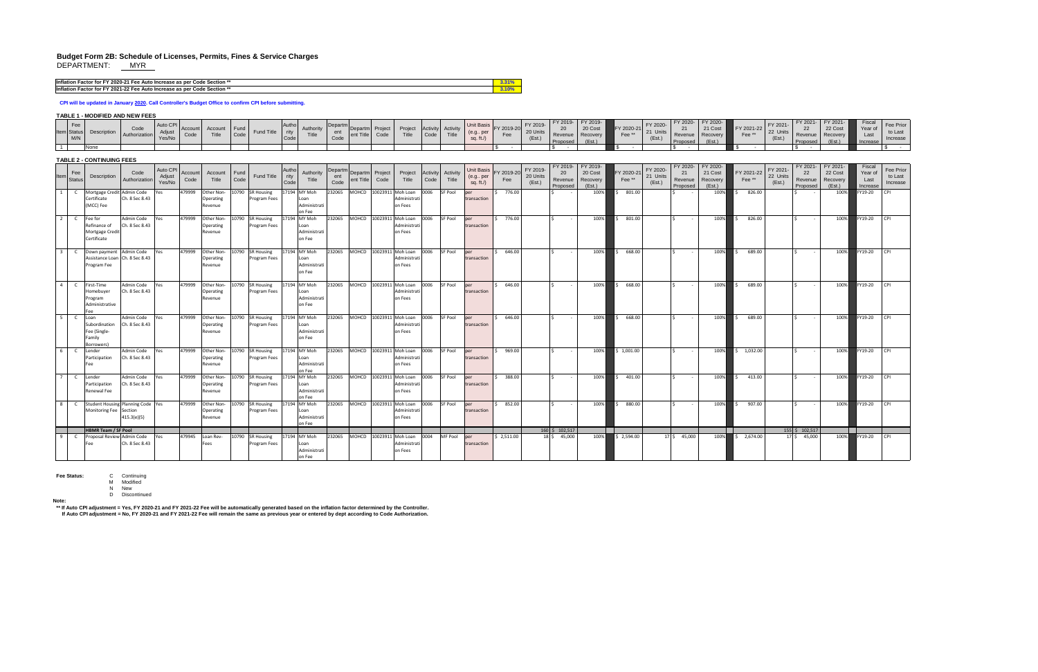# Budget Form 2B: Schedule of Licenses, Permits, Fines & Service Charges

DEPARTMENT: MYR

| | |
|---|---|
| Inflation Factor for FY 2020-21 Fee Auto Increase as per Code Section ** | 3.31% |
| Inflation Factor for FY 2021-22 Fee Auto Increase as per Code Section ** | 3.10% |

CPI will be updated in January 2020. Call Controller's Budget Office to confirm CPI before submitting.

## TABLE 1 - MODIFIED AND NEW FEES

| Item | Fee Status M/N | Description | Code Authorization | Auto CPI Adjust Yes/No | Account Code | Account Title | Fund Code | Fund Title | Authority Code | Authority Title | Department Code | Department Title | Project Code | Project Title | Activity Code | Activity Title | Unit Basis (e.g., per sq. ft./) | FY 2019-20 Fee | FY 2019-20 Units (Est.) | FY 2019-20 Revenue Proposed | FY 2019-20 Cost Recovery (Est.) | FY 2020-21 Fee ** | FY 2020-21 Units (Est.) | FY 2020-21 Revenue Proposed | FY 2020-21 Cost Recovery (Est.) | FY 2021-22 Fee ** | FY 2021-22 Units (Est.) | FY 2021-22 Revenue Proposed | FY 2021-22 Cost Recovery (Est.) | Fiscal Year of Last Increase | Fee Prior to Last Increase |
|---|---|---|---|---|---|---|---|---|---|---|---|---|---|---|---|---|---|---|---|---|---|---|---|---|---|---|---|---|---|---|---|
| 1 | | None | | | | | | | | | | | | | | | | $ - | | $ - | | $ - | | $ - | | $ - | | $ - | | | $ - |

## TABLE 2 - CONTINUING FEES

| Item | Fee Status | Description | Code Authorization | Auto CPI Adjust Yes/No | Account Code | Account Title | Fund Code | Fund Title | Authority Code | Authority Title | Department Code | Department Title | Project Code | Project Title | Activity Code | Activity Title | Unit Basis (e.g., per sq. ft./) | FY 2019-20 Fee | FY 2019-20 Units (Est.) | FY 2019-20 Revenue Proposed | FY 2019-20 Cost Recovery (Est.) | FY 2020-21 Fee ** | FY 2020-21 Units (Est.) | FY 2020-21 Revenue Proposed | FY 2020-21 Cost Recovery (Est.) | FY 2021-22 Fee ** | FY 2021-22 Units (Est.) | FY 2021-22 Revenue Proposed | FY 2021-22 Cost Recovery (Est.) | Fiscal Year of Last Increase | Fee Prior to Last Increase |
|---|---|---|---|---|---|---|---|---|---|---|---|---|---|---|---|---|---|---|---|---|---|---|---|---|---|---|---|---|---|---|---|
| 1 | C | Mortgage Credit Certificate (MCC) Fee | Admin Code Ch. 8 Sec 8.43 | Yes | 479999 | Other Non-Operating Revenue | 10790 | SR Housing Program Fees | 17194 | MY Moh Loan Administration Fee | 232065 | MOHCD | 10023911 | Moh Loan Administration Fees | 0006 | SF Pool | per transaction | $ 776.00 | | $ - | 100% | $ 801.00 | | $ - | 100% | $ 826.00 | | $ - | 100% | FY19-20 | CPI |
| 2 | C | Fee for Refinance of Mortgage Credit Certificate | Admin Code Ch. 8 Sec 8.43 | Yes | 479999 | Other Non-Operating Revenue | 10790 | SR Housing Program Fees | 17194 | MY Moh Loan Administration Fee | 232065 | MOHCD | 10023911 | Moh Loan Administration Fees | 0006 | SF Pool | per transaction | $ 776.00 | | $ - | 100% | $ 801.00 | | $ - | 100% | $ 826.00 | | $ - | 100% | FY19-20 | CPI |
| 3 | C | Down payment Assistance Loan Program Fee | Admin Code Ch. 8 Sec 8.43 | Yes | 479999 | Other Non-Operating Revenue | 10790 | SR Housing Program Fees | 17194 | MY Moh Loan Administration Fee | 232065 | MOHCD | 10023911 | Moh Loan Administration Fees | 0006 | SF Pool | per transaction | $ 646.00 | | $ - | 100% | $ 668.00 | | $ - | 100% | $ 689.00 | | $ - | 100% | FY19-20 | CPI |
| 4 | C | First-Time Homebuyer Program Administrative Fee | Admin Code Ch. 8 Sec 8.43 | Yes | 479999 | Other Non-Operating Revenue | 10790 | SR Housing Program Fees | 17194 | MY Moh Loan Administration Fee | 232065 | MOHCD | 10023911 | Moh Loan Administration Fees | 0006 | SF Pool | per transaction | $ 646.00 | | $ - | 100% | $ 668.00 | | $ - | 100% | $ 689.00 | | $ - | 100% | FY19-20 | CPI |
| 5 | C | Loan Subordination Fee (Single-Family Borrowers) | Admin Code Ch. 8 Sec 8.43 | Yes | 479999 | Other Non-Operating Revenue | 10790 | SR Housing Program Fees | 17194 | MY Moh Loan Administration Fee | 232065 | MOHCD | 10023911 | Moh Loan Administration Fees | 0006 | SF Pool | per transaction | $ 646.00 | | $ - | 100% | $ 668.00 | | $ - | 100% | $ 689.00 | | $ - | 100% | FY19-20 | CPI |
| 6 | C | Lender Participation Fee | Admin Code Ch. 8 Sec 8.43 | Yes | 479999 | Other Non-Operating Revenue | 10790 | SR Housing Program Fees | 17194 | MY Moh Loan Administration Fee | 232065 | MOHCD | 10023911 | Moh Loan Administration Fees | 0006 | SF Pool | per transaction | $ 969.00 | | $ - | 100% | $ 1,001.00 | | $ - | 100% | $ 1,032.00 | | $ - | 100% | FY19-20 | CPI |
| 7 | C | Lender Participation Renewal Fee | Admin Code Ch. 8 Sec 8.43 | Yes | 479999 | Other Non-Operating Revenue | 10790 | SR Housing Program Fees | 17194 | MY Moh Loan Administration Fee | 232065 | MOHCD | 10023911 | Moh Loan Administration Fees | 0006 | SF Pool | per transaction | $ 388.00 | | $ - | 100% | $ 401.00 | | $ - | 100% | $ 413.00 | | $ - | 100% | FY19-20 | CPI |
| 8 | C | Student Housing Monitoring Fee | Planning Code Section 415.3(e)(5) | Yes | 479999 | Other Non-Operating Revenue | 10790 | SR Housing Program Fees | 17194 | MY Moh Loan Administration Fee | 232065 | MOHCD | 10023911 | Moh Loan Administration Fees | 0006 | SF Pool | per transaction | $ 852.00 | | $ - | 100% | $ 880.00 | | $ - | 100% | $ 907.00 | | $ - | 100% | FY19-20 | CPI |
| | | **HBMR Team / SF Pool** | | | | | | | | | | | | | | | | | 160 | $ 102,517 | | | | | | | 155 | $ 102,517 | | | |
| 9 | C | Proposal Review Fee | Admin Code Ch. 8 Sec 8.43 | Yes | 479945 | Loan Rev-Fees | 10790 | SR Housing Program Fees | 17194 | MY Moh Loan Administration Fee | 232065 | MOHCD | 10023911 | Moh Loan Administration Fees | 0004 | MF Pool | per transaction | $ 2,511.00 | 18 | $ 45,000 | 100% | $ 2,594.00 | 17 | $ 45,000 | 100% | $ 2,674.00 | 17 | $ 45,000 | 100% | FY19-20 | CPI |

**Fee Status:**
- C Continuing
- M Modified
- N New
- D Discontinued

**Note:**

** If Auto CPI adjustment = Yes, FY 2020-21 and FY 2021-22 Fee will be automatically generated based on the inflation factor determined by the Controller.
If Auto CPI adjustment = No, FY 2020-21 and FY 2021-22 Fee will remain the same as previous year or entered by dept according to Code Authorization.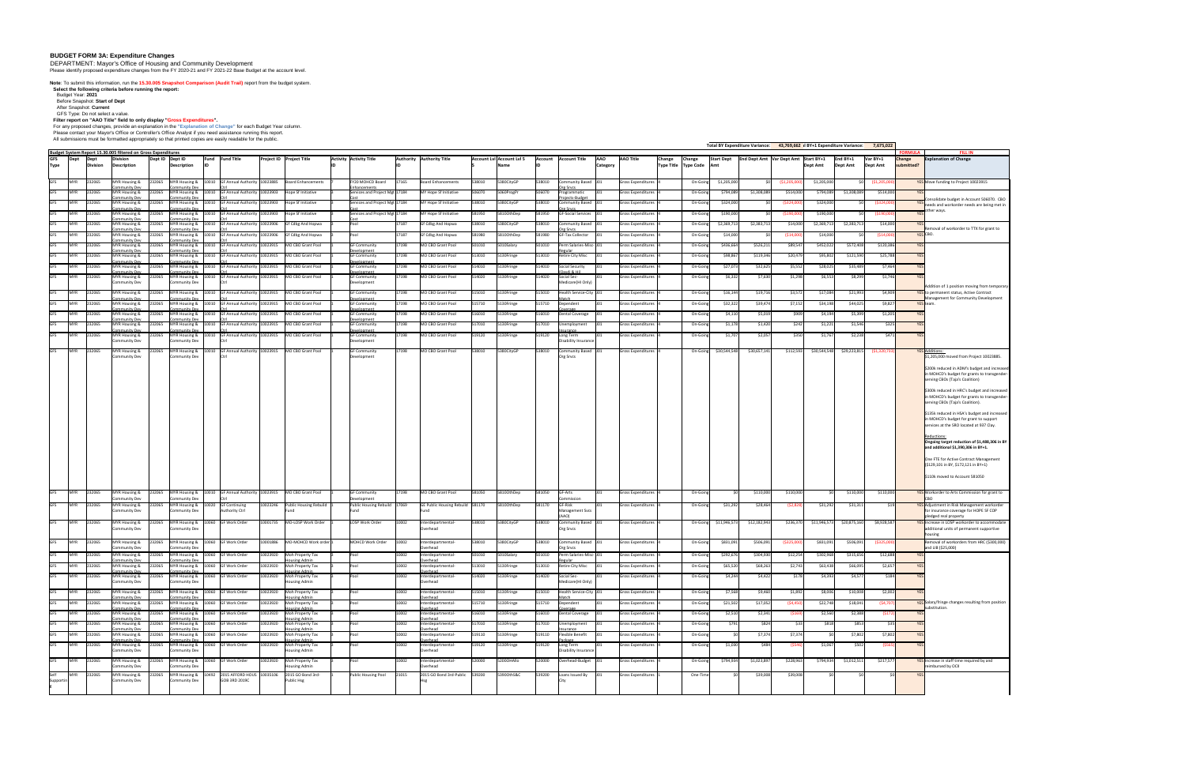# BUDGET FORM 3A: Expenditure Changes

DEPARTMENT: Mayor's Office of Housing and Community Development

Please identify proposed expenditure changes from the FY 2020-21 and FY 2021-22 Base Budget at the account level.

**Note:** To submit this information, run the **15.30.005 Snapshot Comparison (Audit Trail)** report from the budget system.

**Select the following criteria before running the report:**

Budget Year: **2021**

Before Snapshot: **Start of Dept**

After Snapshot: **Current**

GFS Type: Do not select a value.

**Filter report on "AAO Title" field to only display "Gross Expenditures".**

For any proposed changes, provide an explanation in the "Explanation of Change" for each Budget Year column.

Please contact your Mayor's Office or Controller's Office Analyst if you need assistance running this report.

All submissions must be formatted appropriately so that printed copies are easily readable for the public.

Total BY Expenditure Variance: 43,769,662 | BY+1 Expenditure Variance: 7,675,022

Budget System Report 15.30.005 filtered on Gross Expenditures

| GFS Type | Dept | Dept Division | Division Description | Dept ID | Dept ID Description | Fund ID | Fund Title | Project ID | Project Title | Activity ID | Activity Title | Authority ID | Authority Title | Account Lvl 5 | Account Lvl 5 Name | Account ID | Account Title | AAO Category | AAO Title | Change Type Title | Change Type Code | Start Dept Amt | End Dept Amt | Var Dept Amt | Start BY+1 Dept Amt | End BY+1 Dept Amt | Var BY+1 Dept Amt | Change submitted? | Explanation of Change |
|---|---|---|---|---|---|---|---|---|---|---|---|---|---|---|---|---|---|---|---|---|---|---|---|---|---|---|---|---|---|
| GFS | MYR | 232065 | MYR Housing & Community Dev | 232065 | MYR Housing & Community Dev | 10010 | GF Annual Authority Ctrl | 10023885 | Board Enhancements | 7 | FY20 MOHCD Board Enhancements | 17165 | Board Enhancements | 538010 | 5380CityGP | 538010 | Community Based Org Srvcs | 101 | Gross Expenditures | 4 | On-Going | $1,205,000 | $0 | ($1,205,000) | $1,205,000 | $0 | ($1,205,000) | YES | Move funding to Project 10023915 |
| GFS | MYR | 232065 | MYR Housing & Community Dev | 232065 | MYR Housing & Community Dev | 10010 | GF Annual Authority Ctrl | 10023903 | Hope SF Initiative | 2 | Services and Project Mgt Cost | 17184 | MY Hope SF Initiative | 506070 | 5060ProgPrj | 506070 | Programmatic Projects-Budget | 101 | Gross Expenditures | 4 | On-Going | $794,089 | $1,308,089 | $514,000 | $794,089 | $1,308,089 | $514,000 | YES | Consolidate budget in Account 506070. CBO needs and workorder needs are being met in other ways. |
| GFS | MYR | 232065 | MYR Housing & Community Dev | 232065 | MYR Housing & Community Dev | 10010 | GF Annual Authority Ctrl | 10023903 | Hope SF Initiative | 2 | Services and Project Mgt Cost | 17184 | MY Hope SF Initiative | 538010 | 5380CityGP | 538010 | Community Based Org Srvcs | 101 | Gross Expenditures | 4 | On-Going | $324,000 | $0 | ($324,000) | $324,000 | $0 | ($324,000) | YES | |
| GFS | MYR | 232065 | MYR Housing & Community Dev | 232065 | MYR Housing & Community Dev | 10010 | GF Annual Authority Ctrl | 10023903 | Hope SF Initiative | 2 | Services and Project Mgt Cost | 17184 | MY Hope SF Initiative | 581050 | 5810OthDep | 581050 | GF-Social Services | 101 | Gross Expenditures | 4 | On-Going | $190,000 | $0 | ($190,000) | $190,000 | $0 | ($190,000) | YES | |
| GFS | MYR | 232065 | MYR Housing & Community Dev | 232065 | MYR Housing & Community Dev | 10010 | GF Annual Authority Ctrl | 10023906 | Gf Cdbg And Hopwa | 1 | Pool | 17187 | Gf Cdbg And Hopwa | 538010 | 5380CityGP | 538010 | Community Based Org Srvcs | 101 | Gross Expenditures | 4 | On-Going | $2,369,713 | $2,383,713 | $14,000 | $2,369,713 | $2,383,713 | $14,000 | YES | Removal of workorder to TTX for grant to CBO. |
| GFS | MYR | 232065 | MYR Housing & Community Dev | 232065 | MYR Housing & Community Dev | 10010 | GF Annual Authority Ctrl | 10023906 | Gf Cdbg And Hopwa | 1 | Pool | 17187 | Gf Cdbg And Hopwa | 581980 | 5810OthDep | 581980 | GF-Tax Collector | 101 | Gross Expenditures | 4 | On-Going | $14,000 | $0 | ($14,000) | $14,000 | $0 | ($14,000) | YES | |
| GFS | MYR | 232065 | MYR Housing & Community Dev | 232065 | MYR Housing & Community Dev | 10010 | GF Annual Authority Ctrl | 10023915 | MO CBO Grant Pool | 1 | GF Community Development | 17198 | MO CBO Grant Pool | 501010 | 5010Salary | 501010 | Perm Salaries-Misc-Regular | 101 | Gross Expenditures | 4 | On-Going | $436,664 | $526,211 | $89,547 | $452,022 | $572,408 | $120,386 | YES | Addition of 1 position moving from temporary to permanent status, Active Contract Management for Community Development team. |
| GFS | MYR | 232065 | MYR Housing & Community Dev | 232065 | MYR Housing & Community Dev | 10010 | GF Annual Authority Ctrl | 10023915 | MO CBO Grant Pool | 1 | GF Community Development | 17198 | MO CBO Grant Pool | 513010 | 5130Fringe | 513010 | Retire City Misc | 101 | Gross Expenditures | 4 | On-Going | $88,867 | $119,346 | $20,479 | $95,802 | $121,590 | $25,788 | YES | |
| GFS | MYR | 232065 | MYR Housing & Community Dev | 232065 | MYR Housing & Community Dev | 10010 | GF Annual Authority Ctrl | 10023915 | MO CBO Grant Pool | 1 | GF Community Development | 17198 | MO CBO Grant Pool | 514010 | 5130Fringe | 514010 | Social Security (Oasdi & HI) | 101 | Gross Expenditures | 4 | On-Going | $27,073 | $32,625 | $5,552 | $28,025 | $35,489 | $7,464 | YES | |
| GFS | MYR | 232065 | MYR Housing & Community Dev | 232065 | MYR Housing & Community Dev | 10010 | GF Annual Authority Ctrl | 10023915 | MO CBO Grant Pool | 1 | GF Community Development | 17198 | MO CBO Grant Pool | 514020 | 5130Fringe | 514020 | Social Sec-Medicare(HI Only) | 101 | Gross Expenditures | 4 | On-Going | $6,332 | $7,630 | $1,298 | $6,553 | $8,299 | $1,746 | YES | |
| GFS | MYR | 232065 | MYR Housing & Community Dev | 232065 | MYR Housing & Community Dev | 10010 | GF Annual Authority Ctrl | 10023915 | MO CBO Grant Pool | 1 | GF Community Development | 17198 | MO CBO Grant Pool | 515010 | 5130Fringe | 515010 | Health Service-City Match | 101 | Gross Expenditures | 4 | On-Going | $16,144 | $19,716 | $3,572 | $17,084 | $21,993 | $4,909 | YES | |
| GFS | MYR | 232065 | MYR Housing & Community Dev | 232065 | MYR Housing & Community Dev | 10010 | GF Annual Authority Ctrl | 10023915 | MO CBO Grant Pool | 1 | GF Community Development | 17198 | MO CBO Grant Pool | 515710 | 5130Fringe | 515710 | Dependent Coverage | 101 | Gross Expenditures | 4 | On-Going | $32,322 | $39,474 | $7,152 | $34,198 | $44,025 | $9,827 | YES | |
| GFS | MYR | 232065 | MYR Housing & Community Dev | 232065 | MYR Housing & Community Dev | 10010 | GF Annual Authority Ctrl | 10023915 | MO CBO Grant Pool | 1 | GF Community Development | 17198 | MO CBO Grant Pool | 516010 | 5130Fringe | 516010 | Dental Coverage | 101 | Gross Expenditures | 4 | On-Going | $4,110 | $5,019 | $909 | $4,194 | $5,399 | $1,205 | YES | |
| GFS | MYR | 232065 | MYR Housing & Community Dev | 232065 | MYR Housing & Community Dev | 10010 | GF Annual Authority Ctrl | 10023915 | MO CBO Grant Pool | 1 | GF Community Development | 17198 | MO CBO Grant Pool | 517010 | 5130Fringe | 517010 | Unemployment Insurance | 101 | Gross Expenditures | 4 | On-Going | $1,178 | $1,420 | $242 | $1,221 | $1,546 | $325 | YES | |
| GFS | MYR | 232065 | MYR Housing & Community Dev | 232065 | MYR Housing & Community Dev | 10010 | GF Annual Authority Ctrl | 10023915 | MO CBO Grant Pool | 1 | GF Community Development | 17198 | MO CBO Grant Pool | 519120 | 5130Fringe | 519120 | Long Term Disability Insurance | 101 | Gross Expenditures | 4 | On-Going | $1,707 | $2,057 | $350 | $1,767 | $2,238 | $471 | YES | |
| GFS | MYR | 232065 | MYR Housing & Community Dev | 232065 | MYR Housing & Community Dev | 10010 | GF Annual Authority Ctrl | 10023915 | MO CBO Grant Pool | 1 | GF Community Development | 17198 | MO CBO Grant Pool | 538010 | 5380CityGP | 538010 | Community Based Org Srvcs | 101 | Gross Expenditures | 4 | On-Going | $30,544,548 | $30,657,141 | $112,593 | $30,544,548 | $29,223,815 | ($1,320,733) | YES | Additions: $1,205,000 moved from Project 10023885. $200k reduced in ADM's budget and increased in MOHCD's budget for grants to transgender-serving CBOs (Taja's Coalition). $300k reduced in HRC's budget and increased in MOHCD's budget for grants to transgender-serving CBOs (Taja's Coalition). $135k reduced in HSA's budget and increased in MOHCD's budget for grant to support services at the SRO located at 937 Clay. Reductions: **Ongoing target reduction of $1,488,306 in BY and additional $1,390,306 in BY+1.** One FTE for Active Contract Management ($129,101 in BY, $172,121 in BY+1) $110k moved to Account 581050 |
| GFS | MYR | 232065 | MYR Housing & Community Dev | 232065 | MYR Housing & Community Dev | 10010 | GF Annual Authority Ctrl | 10023915 | MO CBO Grant Pool | 1 | GF Community Development | 17198 | MO CBO Grant Pool | 581050 | 5810OthDep | 581050 | GF-Arts Commission | 101 | Gross Expenditures | 4 | On-Going | $0 | $110,000 | $110,000 | $0 | $110,000 | $110,000 | YES | Workorder to Arts Commission for grant to CBO |
| GFS | MYR | 232065 | MYR Housing & Community Dev | 232065 | MYR Housing & Community Dev | 10020 | GF Continuing Authority Ctrl | 10023246 | Public Housing Rebuild | 1 | Public Housing Rebuild Fund | 17069 | GC Public Housing Rebuild Fund | 581170 | 5810OthDep | 581170 | GF-Risk Management Svcs (AAO) | 101 | Gross Expenditures | 4 | On-Going | $31,292 | $28,464 | ($2,828) | $31,292 | $31,311 | $19 | YES | Adjustment in Risk Management workorder for insurance coverage for HOPE SF COP pledged real property |
| GFS | MYR | 232065 | MYR Housing & Community Dev | 232065 | MYR Housing & Community Dev | 10060 | GF Work Order | 10001735 | MO-LOSP Work Order | 1 | LOSP Work Order | 10002 | Interdepartmental-Overhead | 538010 | 5380CityGP | 538010 | Community Based Org Srvcs | 101 | Gross Expenditures | 4 | On-Going | $11,946,573 | $12,182,943 | $236,370 | $11,946,573 | $20,875,160 | $8,928,587 | YES | Increase in LOSP workorder to accommodate additional units of permanent supportive housing |
| GFS | MYR | 232065 | MYR Housing & Community Dev | 232065 | MYR Housing & Community Dev | 10060 | GF Work Order | 10001886 | MO-MOHCD Work order | 1 | MOHCD Work Order | 10002 | Interdepartmental-Overhead | 538010 | 5380CityGP | 538010 | Community Based Org Srvcs | 101 | Gross Expenditures | 4 | On-Going | $831,091 | $506,091 | ($325,000) | $831,091 | $506,091 | ($325,000) | YES | Removal of workorders from HRC ($300,000) and LIB ($25,000) |
| GFS | MYR | 232065 | MYR Housing & Community Dev | 232065 | MYR Housing & Community Dev | 10060 | GF Work Order | 10023920 | Moh Property Tax Housing Admin | 1 | Pool | 10002 | Interdepartmental-Overhead | 501010 | 5010Salary | 501010 | Perm Salaries-Misc-Regular | 101 | Gross Expenditures | 4 | On-Going | $292,676 | $304,930 | $12,254 | $302,968 | $315,656 | $12,688 | YES | Salary/fringe changes resulting from position substitution. |
| GFS | MYR | 232065 | MYR Housing & Community Dev | 232065 | MYR Housing & Community Dev | 10060 | GF Work Order | 10023920 | Moh Property Tax Housing Admin | 1 | Pool | 10002 | Interdepartmental-Overhead | 513010 | 5130Fringe | 513010 | Retire City Misc | 101 | Gross Expenditures | 4 | On-Going | $65,520 | $68,263 | $2,743 | $63,438 | $66,095 | $2,657 | YES | |
| GFS | MYR | 232065 | MYR Housing & Community Dev | 232065 | MYR Housing & Community Dev | 10060 | GF Work Order | 10023920 | Moh Property Tax Housing Admin | 1 | Pool | 10002 | Interdepartmental-Overhead | 514020 | 5130Fringe | 514020 | Social Sec-Medicare(HI Only) | 101 | Gross Expenditures | 4 | On-Going | $4,244 | $4,422 | $178 | $4,393 | $4,577 | $184 | YES | |
| GFS | MYR | 232065 | MYR Housing & Community Dev | 232065 | MYR Housing & Community Dev | 10060 | GF Work Order | 10023920 | Moh Property Tax Housing Admin | 1 | Pool | 10002 | Interdepartmental-Overhead | 515010 | 5130Fringe | 515010 | Health Service-City Match | 101 | Gross Expenditures | 4 | On-Going | $7,568 | $9,460 | $1,892 | $8,006 | $10,008 | $2,002 | YES | |
| GFS | MYR | 232065 | MYR Housing & Community Dev | 232065 | MYR Housing & Community Dev | 10060 | GF Work Order | 10023920 | Moh Property Tax Housing Admin | 1 | Pool | 10002 | Interdepartmental-Overhead | 515710 | 5130Fringe | 515710 | Dependent Coverage | 101 | Gross Expenditures | 4 | On-Going | $21,502 | $17,052 | ($4,450) | $22,748 | $18,041 | ($4,707) | YES | |
| GFS | MYR | 232065 | MYR Housing & Community Dev | 232065 | MYR Housing & Community Dev | 10060 | GF Work Order | 10023920 | Moh Property Tax Housing Admin | 1 | Pool | 10002 | Interdepartmental-Overhead | 516010 | 5130Fringe | 516010 | Dental Coverage | 101 | Gross Expenditures | 4 | On-Going | $2,510 | $2,341 | ($169) | $2,560 | $2,388 | ($172) | YES | |
| GFS | MYR | 232065 | MYR Housing & Community Dev | 232065 | MYR Housing & Community Dev | 10060 | GF Work Order | 10023920 | Moh Property Tax Housing Admin | 1 | Pool | 10002 | Interdepartmental-Overhead | 517010 | 5130Fringe | 517010 | Unemployment Insurance | 101 | Gross Expenditures | 4 | On-Going | $791 | $824 | $33 | $818 | $853 | $35 | YES | |
| GFS | MYR | 232065 | MYR Housing & Community Dev | 232065 | MYR Housing & Community Dev | 10060 | GF Work Order | 10023920 | Moh Property Tax Housing Admin | 1 | Pool | 10002 | Interdepartmental-Overhead | 519110 | 5130Fringe | 519110 | Flexible Benefit Package | 101 | Gross Expenditures | 4 | On-Going | $0 | $7,374 | $7,374 | $0 | $7,802 | $7,802 | YES | |
| GFS | MYR | 232065 | MYR Housing & Community Dev | 232065 | MYR Housing & Community Dev | 10060 | GF Work Order | 10023920 | Moh Property Tax Housing Admin | 1 | Pool | 10002 | Interdepartmental-Overhead | 519120 | 5130Fringe | 519120 | Long Term Disability Insurance | 101 | Gross Expenditures | 4 | On-Going | $1,030 | $484 | ($546) | $1,067 | $502 | ($565) | YES | |
| GFS | MYR | 232065 | MYR Housing & Community Dev | 232065 | MYR Housing & Community Dev | 10060 | GF Work Order | 10023920 | Moh Property Tax Housing Admin | 1 | Pool | 10002 | Interdepartmental-Overhead | 520000 | 5200OHAlloc | 520000 | Overhead-Budget | 101 | Gross Expenditures | 4 | On-Going | $794,934 | $1,023,897 | $228,963 | $794,934 | $1,012,511 | $217,577 | YES | Increase in staff time required by and reimbursed by OCII |
| Self Supporting | MYR | 232065 | MYR Housing & Community Dev | 232065 | MYR Housing & Community Dev | 10492 | 2015 AFFORD HOUS GOB 3RD 2019C | 10035106 | 2015 GO Bond 3rd-Public Hsg | 1 | Public Housing Pool | 21015 | 2015 GO Bond 3rd-Public Hsg | 539000 | 5390OthIS&C | 539000 | Loans Issued By City | 101 | Gross Expenditures | 1 | One-Time | $0 | $39,008 | $39,008 | $0 | $0 | $0 | YES | |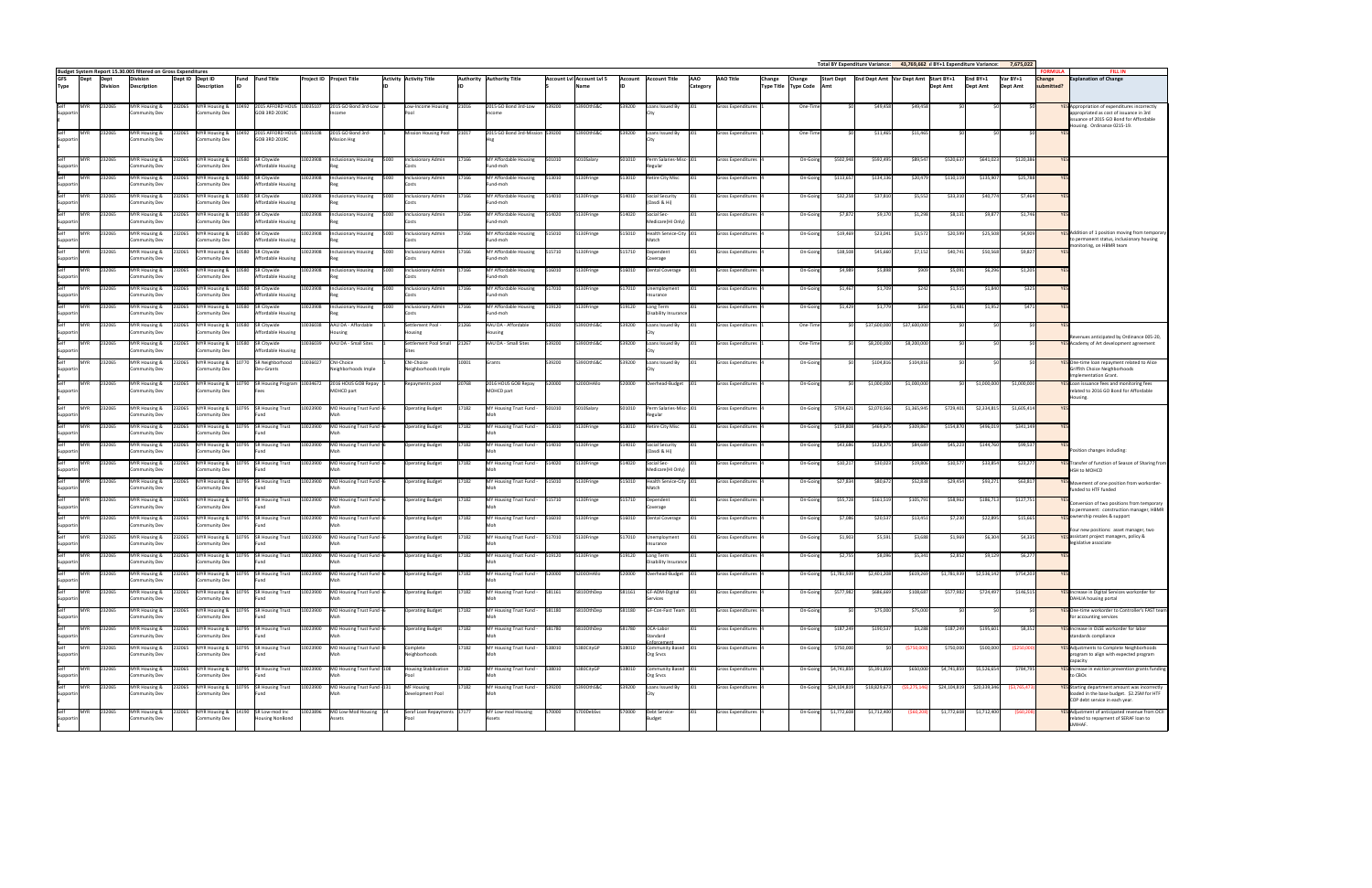| | | | | | | | | | | | | | | | | | | | | Total BY Expenditure Variance: | 43,769,662 | BY+1 Expenditure Variance: | 7,675,022 | | FORMULA | FILL IN |
|---|---|---|---|---|---|---|---|---|---|---|---|---|---|---|---|---|---|---|---|---|---|---|---|---|---|---|
| **Budget System Report 15.30.005 filtered on Gross Expenditures** | | | | | | | | | | | | | | | | | | | | | | | | | | |
| GFS Type | Dept | Dept Division | Division Description | Dept ID | Dept ID Description | Fund ID | Fund Title | Project ID | Project Title | Activity ID | Activity Title | Authority ID | Authority Title | Account Lvl 5 | Account Lvl 5 Name | Account ID | Account Title | AAO Category | AAO Title | Change Type Title | Change Type Code | Start Dept Amt | End Dept Amt | Var Dept Amt | Start BY+1 Dept Amt | End BY+1 Dept Amt | Var BY+1 Dept Amt | Change submitted? | Explanation of Change |
| Self Supporting | MYR | 232065 | MYR Housing & Community Dev | 232065 | MYR Housing & Community Dev | 10492 | 2015 AFFORD HOUS GOB 3RD 2019C | 10035107 | 2015 GO Bond 3rd-Low Income | 1 | Low-Income Housing Pool | 21016 | 2015 GO Bond 3rd-Low Income | 539000 | 5390OthS&C | 539200 | Loans Issued By City | 301 | Gross Expenditures | 1 | One-Time | $0 | $49,458 | $49,458 | $0 | $0 | $0 | YES | Appropriation of expenditures incorrectly appropriated as cost of issuance in 3rd issuance of 2015 GO Bond for Affordable Housing. Ordinance 0215-19. |
| Self Supporting | MYR | 232065 | MYR Housing & Community Dev | 232065 | MYR Housing & Community Dev | 10492 | 2015 AFFORD HOUS GOB 3RD 2019C | 10035108 | 2015 GO Bond 3rd-Mission Hsg | 1 | Mission Housing Pool | 21017 | 2015 GO Bond 3rd-Mission Hsg | 539000 | 5390OthS&C | 539200 | Loans Issued By City | 301 | Gross Expenditures | 1 | One-Time | $0 | $11,465 | $11,465 | $0 | $0 | $0 | YES | |
| Self Supporting | MYR | 232065 | MYR Housing & Community Dev | 232065 | MYR Housing & Community Dev | 10580 | SR Citywide Affordable Housing | 10023908 | Inclusionary Housing Reg | 5000 | Inclusionary Admin Costs | 17166 | MY Affordable Housing Fund-moh | 501010 | 5010Salary | 501010 | Perm Salaries-Misc-Regular | 301 | Gross Expenditures | 4 | On-Going | $502,948 | $592,495 | $89,547 | $520,637 | $641,023 | $120,386 | YES | |
| Self Supporting | MYR | 232065 | MYR Housing & Community Dev | 232065 | MYR Housing & Community Dev | 10580 | SR Citywide Affordable Housing | 10023908 | Inclusionary Housing Reg | 5000 | Inclusionary Admin Costs | 17166 | MY Affordable Housing Fund-moh | 513010 | 5130Fringe | 513010 | Retire City Misc | 301 | Gross Expenditures | 4 | On-Going | $113,657 | $134,136 | $20,479 | $110,119 | $135,907 | $25,788 | YES | |
| Self Supporting | MYR | 232065 | MYR Housing & Community Dev | 232065 | MYR Housing & Community Dev | 10580 | SR Citywide Affordable Housing | 10023908 | Inclusionary Housing Reg | 5000 | Inclusionary Admin Costs | 17166 | MY Affordable Housing Fund-moh | 514010 | 5130Fringe | 514010 | Social Security (Oasdi & Hi) | 301 | Gross Expenditures | 4 | On-Going | $32,258 | $37,810 | $5,552 | $33,310 | $40,774 | $7,464 | YES | |
| Self Supporting | MYR | 232065 | MYR Housing & Community Dev | 232065 | MYR Housing & Community Dev | 10580 | SR Citywide Affordable Housing | 10023908 | Inclusionary Housing Reg | 5000 | Inclusionary Admin Costs | 17166 | MY Affordable Housing Fund-moh | 514020 | 5130Fringe | 514020 | Social Sec-Medicare(HI Only) | 301 | Gross Expenditures | 4 | On-Going | $7,872 | $9,170 | $1,298 | $8,131 | $9,877 | $1,746 | YES | |
| Self Supporting | MYR | 232065 | MYR Housing & Community Dev | 232065 | MYR Housing & Community Dev | 10580 | SR Citywide Affordable Housing | 10023908 | Inclusionary Housing Reg | 5000 | Inclusionary Admin Costs | 17166 | MY Affordable Housing Fund-moh | 515010 | 5130Fringe | 515010 | Health Service-City Match | 301 | Gross Expenditures | 4 | On-Going | $19,469 | $23,041 | $3,572 | $20,599 | $25,508 | $4,909 | YES | Addition of 1 position moving from temporary to permanent status, inclusionary housing monitoring, on HBMR team |
| Self Supporting | MYR | 232065 | MYR Housing & Community Dev | 232065 | MYR Housing & Community Dev | 10580 | SR Citywide Affordable Housing | 10023908 | Inclusionary Housing Reg | 5000 | Inclusionary Admin Costs | 17166 | MY Affordable Housing Fund-moh | 515710 | 5130Fringe | 515710 | Dependent Coverage | 301 | Gross Expenditures | 4 | On-Going | $38,508 | $45,660 | $7,152 | $40,741 | $50,568 | $9,827 | YES | |
| Self Supporting | MYR | 232065 | MYR Housing & Community Dev | 232065 | MYR Housing & Community Dev | 10580 | SR Citywide Affordable Housing | 10023908 | Inclusionary Housing Reg | 5000 | Inclusionary Admin Costs | 17166 | MY Affordable Housing Fund-moh | 516010 | 5130Fringe | 516010 | Dental Coverage | 301 | Gross Expenditures | 4 | On-Going | $4,989 | $5,898 | $909 | $5,091 | $6,296 | $1,205 | YES | |
| Self Supporting | MYR | 232065 | MYR Housing & Community Dev | 232065 | MYR Housing & Community Dev | 10580 | SR Citywide Affordable Housing | 10023908 | Inclusionary Housing Reg | 5000 | Inclusionary Admin Costs | 17166 | MY Affordable Housing Fund-moh | 517010 | 5130Fringe | 517010 | Unemployment Insurance | 301 | Gross Expenditures | 4 | On-Going | $1,467 | $1,709 | $242 | $1,515 | $1,840 | $325 | YES | |
| Self Supporting | MYR | 232065 | MYR Housing & Community Dev | 232065 | MYR Housing & Community Dev | 10580 | SR Citywide Affordable Housing | 10023908 | Inclusionary Housing Reg | 5000 | Inclusionary Admin Costs | 17166 | MY Affordable Housing Fund-moh | 519120 | 5130Fringe | 519120 | Long Term Disability Insurance | 301 | Gross Expenditures | 4 | On-Going | $1,429 | $1,779 | $350 | $1,481 | $1,952 | $471 | YES | |
| Self Supporting | MYR | 232065 | MYR Housing & Community Dev | 232065 | MYR Housing & Community Dev | 10580 | SR Citywide Affordable Housing | 10036038 | AAU DA - Affordable Housing | 1 | Settlement Pool - Housing | 21266 | AAU DA - Affordable Housing | 539000 | 5390OthS&C | 539200 | Loans Issued By City | 301 | Gross Expenditures | 1 | One-Time | $0 | $37,600,000 | $37,600,000 | $0 | $0 | $0 | YES | Revenues anticipated by Ordinance 005-20, Academy of Art development agreement |
| Self Supporting | MYR | 232065 | MYR Housing & Community Dev | 232065 | MYR Housing & Community Dev | 10580 | SR Citywide Affordable Housing | 10036039 | AAU DA - Small Sites | 1 | Settlement Pool Small Sites | 21267 | AAU DA - Small Sites | 539000 | 5390OthS&C | 539200 | Loans Issued By City | 301 | Gross Expenditures | 1 | One-Time | $0 | $8,200,000 | $8,200,000 | $0 | $0 | $0 | YES | |
| Self Supporting | MYR | 232065 | MYR Housing & Community Dev | 232065 | MYR Housing & Community Dev | 10770 | SR Neighborhood Dev-Grants | 10036027 | CNI-Choice Neighborhoods Imple | 1 | CNI-Choice Neighborhoods Imple | 10001 | Grants | 539000 | 5390OthS&C | 539200 | Loans Issued By City | 301 | Gross Expenditures | 4 | On-Going | $0 | $104,816 | $104,816 | $0 | $0 | $0 | YES | One-time loan repayment related to Alice Griffith Choice Neighborhoods Implementation Grant. |
| Self Supporting | MYR | 232065 | MYR Housing & Community Dev | 232065 | MYR Housing & Community Dev | 10790 | SR Housing Program Fees | 10034672 | 2016 HOUS GOB Repay MOHCD part | 1 | Repayments pool | 20768 | 2016 HOUS GOB Repay | 520000 | 5200OthExp | 520000 | Overhead-Budget | 301 | Gross Expenditures | 4 | On-Going | $0 | $1,000,000 | $1,000,000 | $0 | $1,000,000 | $1,000,000 | YES | Loan issuance fees and monitoring fees related to 2016 GO Bond for Affordable Housing. |
| Self Supporting | MYR | 232065 | MYR Housing & Community Dev | 232065 | MYR Housing & Community Dev | 10795 | SR Housing Trust Fund | 10023900 | MO Housing Trust Fund-Moh | 6 | Operating Budget | 17182 | MY Housing Trust Fund - Moh | 501010 | 5010Salary | 501010 | Perm Salaries-Misc-Regular | 301 | Gross Expenditures | 4 | On-Going | $704,621 | $2,070,566 | $1,365,945 | $729,401 | $2,234,815 | $1,605,414 | YES | |
| Self Supporting | MYR | 232065 | MYR Housing & Community Dev | 232065 | MYR Housing & Community Dev | 10795 | SR Housing Trust Fund | 10023900 | MO Housing Trust Fund-Moh | 6 | Operating Budget | 17182 | MY Housing Trust Fund - Moh | 513010 | 5130Fringe | 513010 | Retire City Misc | 301 | Gross Expenditures | 4 | On-Going | $159,808 | $469,675 | $309,867 | $154,870 | $496,019 | $341,149 | YES | |
| Self Supporting | MYR | 232065 | MYR Housing & Community Dev | 232065 | MYR Housing & Community Dev | 10795 | SR Housing Trust Fund | 10023900 | MO Housing Trust Fund-Moh | 6 | Operating Budget | 17182 | MY Housing Trust Fund - Moh | 514010 | 5130Fringe | 514010 | Social Security (Oasdi & Hi) | 301 | Gross Expenditures | 4 | On-Going | $43,686 | $128,375 | $84,689 | $45,223 | $144,760 | $99,537 | YES | Position changes including: |
| Self Supporting | MYR | 232065 | MYR Housing & Community Dev | 232065 | MYR Housing & Community Dev | 10795 | SR Housing Trust Fund | 10023900 | MO Housing Trust Fund-Moh | 6 | Operating Budget | 17182 | MY Housing Trust Fund - Moh | 514020 | 5130Fringe | 514020 | Social Sec-Medicare(HI Only) | 301 | Gross Expenditures | 4 | On-Going | $10,217 | $30,023 | $19,806 | $10,577 | $33,854 | $23,277 | YES | Transfer of function of Season of Sharing from HSH to MOHCD |
| Self Supporting | MYR | 232065 | MYR Housing & Community Dev | 232065 | MYR Housing & Community Dev | 10795 | SR Housing Trust Fund | 10023900 | MO Housing Trust Fund-Moh | 6 | Operating Budget | 17182 | MY Housing Trust Fund - Moh | 515010 | 5130Fringe | 515010 | Health Service-City Match | 301 | Gross Expenditures | 4 | On-Going | $27,834 | $80,672 | $52,838 | $29,454 | $93,271 | $63,817 | YES | Movement of one position from workorder-funded to HTF funded |
| Self Supporting | MYR | 232065 | MYR Housing & Community Dev | 232065 | MYR Housing & Community Dev | 10795 | SR Housing Trust Fund | 10023900 | MO Housing Trust Fund-Moh | 6 | Operating Budget | 17182 | MY Housing Trust Fund - Moh | 515710 | 5130Fringe | 515710 | Dependent Coverage | 301 | Gross Expenditures | 4 | On-Going | $55,728 | $161,519 | $105,791 | $58,962 | $186,713 | $127,751 | YES | Conversion of two positions from temporary to permanent: construction manager, HBMR |
| Self Supporting | MYR | 232065 | MYR Housing & Community Dev | 232065 | MYR Housing & Community Dev | 10795 | SR Housing Trust Fund | 10023900 | MO Housing Trust Fund-Moh | 6 | Operating Budget | 17182 | MY Housing Trust Fund - Moh | 516010 | 5130Fringe | 516010 | Dental Coverage | 301 | Gross Expenditures | 4 | On-Going | $7,086 | $20,537 | $13,451 | $7,230 | $22,895 | $15,665 | YES | ownership resales & support |
| Self Supporting | MYR | 232065 | MYR Housing & Community Dev | 232065 | MYR Housing & Community Dev | 10795 | SR Housing Trust Fund | 10023900 | MO Housing Trust Fund-Moh | 6 | Operating Budget | 17182 | MY Housing Trust Fund - Moh | 517010 | 5130Fringe | 517010 | Unemployment Insurance | 301 | Gross Expenditures | 4 | On-Going | $1,903 | $5,591 | $3,688 | $1,969 | $6,304 | $4,335 | YES | Four new positions: asset manager, two assistant project managers, policy & legislative associate |
| Self Supporting | MYR | 232065 | MYR Housing & Community Dev | 232065 | MYR Housing & Community Dev | 10795 | SR Housing Trust Fund | 10023900 | MO Housing Trust Fund-Moh | 6 | Operating Budget | 17182 | MY Housing Trust Fund - Moh | 519120 | 5130Fringe | 519120 | Long Term Disability Insurance | 301 | Gross Expenditures | 4 | On-Going | $2,755 | $8,096 | $5,341 | $2,852 | $9,129 | $6,277 | YES | |
| Self Supporting | MYR | 232065 | MYR Housing & Community Dev | 232065 | MYR Housing & Community Dev | 10795 | SR Housing Trust Fund | 10023900 | MO Housing Trust Fund-Moh | 6 | Operating Budget | 17182 | MY Housing Trust Fund - Moh | 520000 | 5200OthExp | 520000 | Overhead-Budget | 301 | Gross Expenditures | 4 | On-Going | $1,781,939 | $2,401,208 | $619,269 | $1,781,939 | $2,536,142 | $754,203 | YES | |
| Self Supporting | MYR | 232065 | MYR Housing & Community Dev | 232065 | MYR Housing & Community Dev | 10795 | SR Housing Trust Fund | 10023900 | MO Housing Trust Fund-Moh | 6 | Operating Budget | 17182 | MY Housing Trust Fund - Moh | 581161 | 5810OthDep | 581161 | GF-ADM-Digital Services | 301 | Gross Expenditures | 4 | On-Going | $577,982 | $686,669 | $108,687 | $577,982 | $724,497 | $146,515 | YES | Increase in Digital Services workorder for DAHLIA housing portal |
| Self Supporting | MYR | 232065 | MYR Housing & Community Dev | 232065 | MYR Housing & Community Dev | 10795 | SR Housing Trust Fund | 10023900 | MO Housing Trust Fund-Moh | 6 | Operating Budget | 17182 | MY Housing Trust Fund - Moh | 581180 | 5810OthDep | 581180 | GF-Con-Fast Team | 301 | Gross Expenditures | 4 | On-Going | $0 | $75,000 | $75,000 | $0 | $0 | $0 | YES | One-time workorder to Controller's FAST team for accounting services |
| Self Supporting | MYR | 232065 | MYR Housing & Community Dev | 232065 | MYR Housing & Community Dev | 10795 | SR Housing Trust Fund | 10023900 | MO Housing Trust Fund-Moh | 6 | Operating Budget | 17182 | MY Housing Trust Fund - Moh | 581780 | 5810OthDep | 581780 | OCA-Labor Standard Enforcement | 301 | Gross Expenditures | 4 | On-Going | $187,249 | $190,537 | $3,288 | $187,249 | $195,601 | $8,352 | YES | Increase in OLSE workorder for labor standards compliance |
| Self Supporting | MYR | 232065 | MYR Housing & Community Dev | 232065 | MYR Housing & Community Dev | 10795 | SR Housing Trust Fund | 10023900 | MO Housing Trust Fund-Moh | 8 | Complete Neighborhoods | 17182 | MY Housing Trust Fund - Moh | 538010 | 5380CityGP | 538010 | Community Based Org Srvcs | 301 | Gross Expenditures | 4 | On-Going | $750,000 | $0 | ($750,000) | $750,000 | $500,000 | ($250,000) | YES | Adjustments to Complete Neighborhoods program to align with expected program capacity |
| Self Supporting | MYR | 232065 | MYR Housing & Community Dev | 232065 | MYR Housing & Community Dev | 10795 | SR Housing Trust Fund | 10023900 | MO Housing Trust Fund-Moh | 108 | Housing Stabilization Pool | 17182 | MY Housing Trust Fund - Moh | 538010 | 5380CityGP | 538010 | Community Based Org Srvcs | 301 | Gross Expenditures | 4 | On-Going | $4,741,859 | $5,391,859 | $650,000 | $4,741,859 | $5,526,654 | $784,795 | YES | Increase in eviction prevention grants funding to CBOs |
| Self Supporting | MYR | 232065 | MYR Housing & Community Dev | 232065 | MYR Housing & Community Dev | 10795 | SR Housing Trust Fund | 10023900 | MO Housing Trust Fund-Moh | 131 | MF Housing Development Pool | 17182 | MY Housing Trust Fund - Moh | 539000 | 5390OthS&C | 539200 | Loans Issued By City | 301 | Gross Expenditures | 4 | On-Going | $24,104,819 | $18,829,673 | ($5,275,146) | $24,104,819 | $20,339,346 | ($3,765,473) | YES | Starting department amount was incorrectly loaded in the base budget. $2.25M for HTF COP debt service in each year. |
| Self Supporting | MYR | 232065 | MYR Housing & Community Dev | 232065 | MYR Housing & Community Dev | 14190 | SR Low-mod Inc Housing NonBond | 10023896 | MO Low-Mod Housing Assets | 14 | Seraf Loan Repayments Pool | 17177 | MY Low-mod Housing Assets | 570000 | 5700DebtSvc | 570000 | Debt Service-Budget | 301 | Gross Expenditures | 4 | On-Going | $1,772,608 | $1,712,400 | ($60,208) | $1,772,608 | $1,712,400 | ($60,208) | YES | Adjustment of anticipated revenue from OCII related to repayment of SERAF loan to LMIHAF. |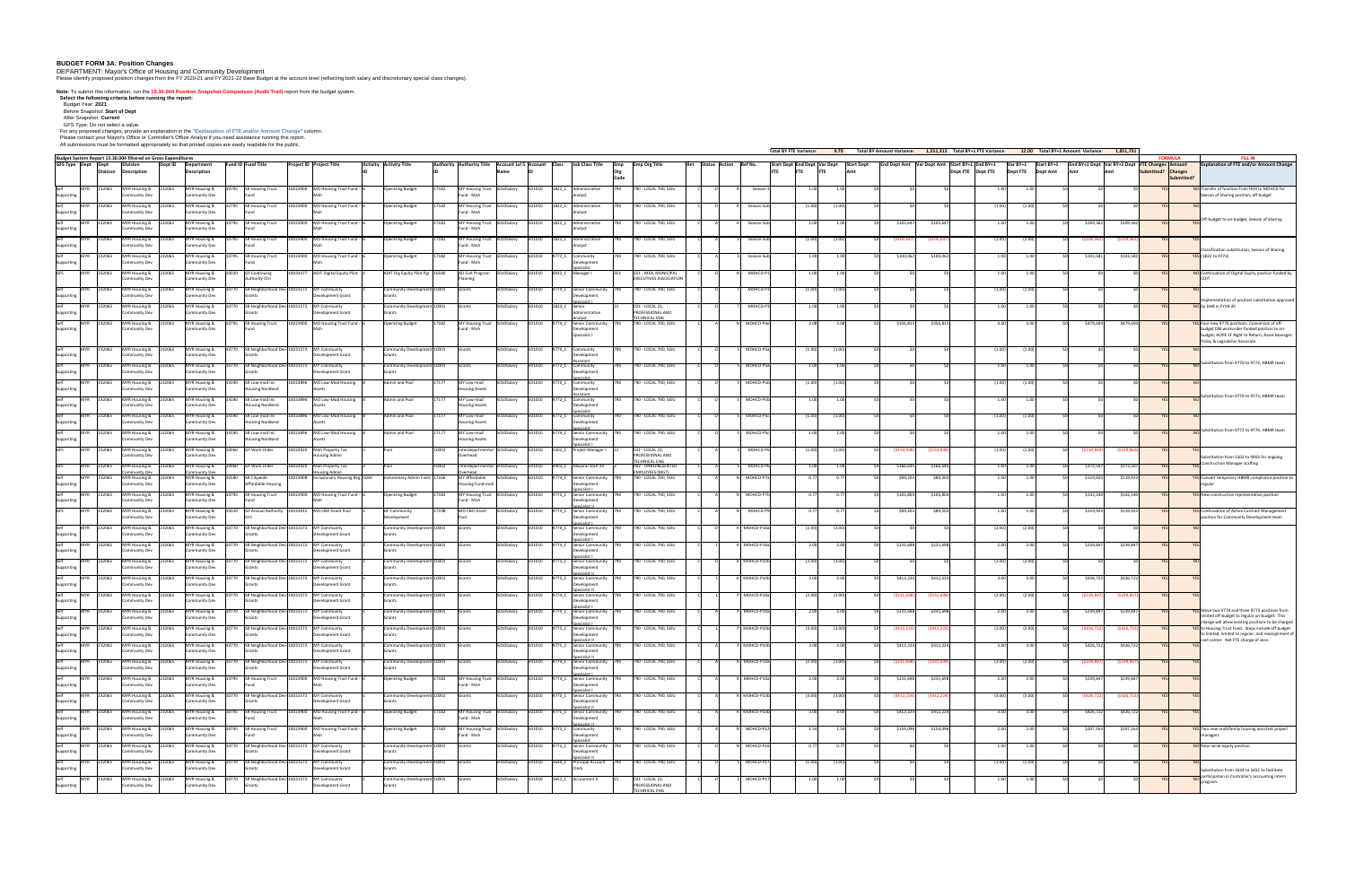# BUDGET FORM 3A: Position Changes

DEPARTMENT: Mayor's Office of Housing and Community Development

Please identify proposed position changes from the FY 2020-21 and FY 2021-22 Base Budget at the account level (reflecting both salary and discretionary special class changes).

**Note:** To submit this information, run the **15.30.004 Position Snapshot Comparison (Audit Trail)** report from the budget system.

**Select the following criteria before running the report:**

Budget Year: **2021**

Before Snapshot: **Start of Dept**

After Snapshot: **Current**

GFS Type: Do not select a value.

For any proposed changes, provide an explanation in the "Explanation of FTE and/or Amount Change" column.

Please contact your Mayor's Office or Controller's Office Analyst if you need assistance running this report.

All submissions must be formatted appropriately so that printed copies are easily readable for the public.

Total BY FTE Variance: 9.70 | Total BY Amount Variance: 1,551,312 | Total BY+1 FTE Variance: 12.00 | Total BY+1 Amount Variance: 1,851,731

Budget System Report 15.30.004 filtered on Gross Expenditures

| GFS Type | Dept | Dept Division | Division Description | Dept ID | Department Description | Fund ID | Fund Title | Project ID | Project Title | Activity ID | Activity Title | Authority ID | Authority Title | Account Lvl 5 Name | Account ID | Class | Job Class Title | Emp Org Code | Emp Org Title | Ret | Status | Action | Ref No. | Start Dept FTE | End Dept FTE | Var Dept FTE | Start Dept Amt | End Dept Amt | Var Dept Amt | Start BY+1 Dept FTE | End BY+1 Dept FTE | Var BY+1 Dept FTE | Start BY+1 Dept Amt | End BY+1 Dept Amt | Var BY+1 Dept Amt | FTE Changes Submitted? | Amount Changes Submitted? | Explanation of FTE and/or Amount Change |
|---|---|---|---|---|---|---|---|---|---|---|---|---|---|---|---|---|---|---|---|---|---|---|---|---|---|---|---|---|---|---|---|---|---|---|---|---|---|---|
| Self Supporting | MYR | 232065 | MYR Housing & Community Dev | 232065 | MYR Housing & Community Dev | 10795 | SR Housing Trust Fund | 10023900 | MO Housing Trust Fund - Moh | 6 | Operating Budget | 17182 | MY Housing Trust Fund - Moh | 5010Salary | 501010 | 1822_C | Administrative Analyst | 790 | 790 - LOCAL 790, SEIU | | C | O | K | Season-1 | | 1.00 | 1.00 | $0 | $0 | $0 | | 1.00 | 1.00 | $0 | $0 | $0 | YES | NO | Transfer of function from HSH to MOHCD for Season of Sharing position; off budget |
| Self Supporting | MYR | 232065 | MYR Housing & Community Dev | 232065 | MYR Housing & Community Dev | 10795 | SR Housing Trust Fund | 10023900 | MO Housing Trust Fund - Moh | 6 | Operating Budget | 17182 | MY Housing Trust Fund - Moh | 5010Salary | 501010 | 1822_C | Administrative Analyst | 790 | 790 - LOCAL 790, SEIU | | C | O | K | Season-S-0 | | (1.00) | (1.00) | $0 | $0 | $0 | | (1.00) | (1.00) | $0 | $0 | $0 | YES | YES | Off-budget to on-budget; Season of Sharing |
| Self Supporting | MYR | 232065 | MYR Housing & Community Dev | 232065 | MYR Housing & Community Dev | 10795 | SR Housing Trust Fund | 10023900 | MO Housing Trust Fund - Moh | 6 | Operating Budget | 17182 | MY Housing Trust Fund - Moh | 5010Salary | 501010 | 1822_C | Administrative Analyst | 790 | 790 - LOCAL 790, SEIU | | C | A | H | Season-S-0 | | 1.00 | 1.00 | $0 | $105,447 | $105,447 | | 1.00 | 1.00 | $0 | $109,062 | $109,062 | YES | YES | |
| Self Supporting | MYR | 232065 | MYR Housing & Community Dev | 232065 | MYR Housing & Community Dev | 10795 | SR Housing Trust Fund | 10023900 | MO Housing Trust Fund - Moh | 6 | Operating Budget | 17182 | MY Housing Trust Fund - Moh | 5010Salary | 501010 | 1822_C | Administrative Analyst | 790 | 790 - LOCAL 790, SEIU | | C | A | S | Season-S-0 | | (1.00) | (1.00) | $0 | ($105,447) | ($105,447) | | (1.00) | (1.00) | $0 | ($109,062) | ($109,062) | YES | YES | Classification substitution, Season of Sharing |
| Self Supporting | MYR | 232065 | MYR Housing & Community Dev | 232065 | MYR Housing & Community Dev | 10795 | SR Housing Trust Fund | 10023900 | MO Housing Trust Fund - Moh | 6 | Operating Budget | 17182 | MY Housing Trust Fund - Moh | 5010Salary | 501010 | 9772_C | Community Development Specialist | 790 | 790 - LOCAL 790, SEIU | | C | A | S | Season-S-0 | | 1.00 | 1.00 | $0 | $100,062 | $100,062 | | 1.00 | 1.00 | $0 | $103,581 | $103,581 | YES | YES | (1822 to 9772) |
| GFS | MYR | 232065 | MYR Housing & Community Dev | 232065 | MYR Housing & Community Dev | 10020 | GF Continuing Authority Ctrl | 10033077 | MOIT Digital Equity Pilot | 1 | MOIT Dig Equity Pilot Pgr | 16640 | AD Cost Program Planning | 5010Salary | 501010 | 0922_C | Manager I | 351 | 351 - MEA, MUNICIPAL EXECUTIVES ASSOCIATION | | C | O | N | MOHCD-P1 | | 1.00 | 1.00 | $0 | $0 | $0 | | 1.00 | 1.00 | $0 | $0 | $0 | YES | NO | Continuation of Digital Equity position funded by COIT |
| Self Supporting | MYR | 232065 | MYR Housing & Community Dev | 232065 | MYR Housing & Community Dev | 10770 | SR Neighborhood Dev | 10021572 | MY Community Development Grant | 1 | Community Development Grants | 10001 | Grants | 5010Salary | 501010 | 9774_C | Senior Community Development Specialist I | 790 | 790 - LOCAL 790, SEIU | | C | O | T | MOHCD-P3 | | (1.00) | (1.00) | $0 | $0 | $0 | | (1.00) | (1.00) | $0 | $0 | $0 | YES | NO | Implementation of position substitution approved by DHR in FY19-20 |
| Self Supporting | MYR | 232065 | MYR Housing & Community Dev | 232065 | MYR Housing & Community Dev | 10770 | SR Neighborhood Dev | 10021572 | MY Community Development Grant | 1 | Community Development Grants | 10001 | Grants | 5010Salary | 501010 | 1823_C | Senior Administrative Analyst | 21 | 021 - LOCAL 21, PROFESSIONAL AND TECHNICAL ENG | | C | O | T | MOHCD-P3 | | 1.00 | 1.00 | $0 | $0 | $0 | | 1.00 | 1.00 | $0 | $0 | $0 | YES | NO | |
| Self Supporting | MYR | 232065 | MYR Housing & Community Dev | 232065 | MYR Housing & Community Dev | 10795 | SR Housing Trust Fund | 10023900 | MO Housing Trust Fund - Moh | 6 | Operating Budget | 17182 | MY Housing Trust Fund - Moh | 5010Salary | 501010 | 9774_C | Senior Community Development Specialist I | 790 | 790 - LOCAL 790, SEIU | | C | A | N | MOHCD-P4 | | 3.00 | 3.00 | $0 | $356,815 | $356,815 | | 4.00 | 4.00 | $0 | $479,699 | $479,699 | YES | YES | Four new 9774 positions: Conversion of off-budget DW workorder-funded position to on-budget; HOPE SF Right to Return; Asset Manager; Policy & Legislative Associate |
| Self Supporting | MYR | 232065 | MYR Housing & Community Dev | 232065 | MYR Housing & Community Dev | 10770 | SR Neighborhood Dev | 10021572 | MY Community Development Grant | 1 | Community Development Grants | 10001 | Grants | 5010Salary | 501010 | 9770_C | Community Development Assistant | 790 | 790 - LOCAL 790, SEIU | | C | O | S | MOHCD-P5a | | (1.00) | (1.00) | $0 | $0 | $0 | | (1.00) | (1.00) | $0 | $0 | $0 | YES | NO | Substitution from 9770 to 9772, HBMR team |
| Self Supporting | MYR | 232065 | MYR Housing & Community Dev | 232065 | MYR Housing & Community Dev | 10770 | SR Neighborhood Dev | 10021572 | MY Community Development Grant | 1 | Community Development Grants | 10001 | Grants | 5010Salary | 501010 | 9772_C | Community Development Specialist | 790 | 790 - LOCAL 790, SEIU | | C | O | S | MOHCD-P5a | | 1.00 | 1.00 | $0 | $0 | $0 | | 1.00 | 1.00 | $0 | $0 | $0 | YES | NO | |
| Self Supporting | MYR | 232065 | MYR Housing & Community Dev | 232065 | MYR Housing & Community Dev | 14190 | SR Low-mod Inc Housing Nonbond | 10023896 | MO Low-Mod Housing Assets | 1 | Admin and Pool | 17177 | MY Low-mod Housing Assets | 5010Salary | 501010 | 9770_C | Community Development Assistant | 790 | 790 - LOCAL 790, SEIU | | C | O | S | MOHCD-P5b | | (1.00) | (1.00) | $0 | $0 | $0 | | (1.00) | (1.00) | $0 | $0 | $0 | YES | NO | Substitution from 9770 to 9772, HBMR team |
| Self Supporting | MYR | 232065 | MYR Housing & Community Dev | 232065 | MYR Housing & Community Dev | 14190 | SR Low-mod Inc Housing Nonbond | 10023896 | MO Low-Mod Housing Assets | 1 | Admin and Pool | 17177 | MY Low-mod Housing Assets | 5010Salary | 501010 | 9772_C | Community Development Specialist | 790 | 790 - LOCAL 790, SEIU | | C | O | S | MOHCD-P5b | | 1.00 | 1.00 | $0 | $0 | $0 | | 1.00 | 1.00 | $0 | $0 | $0 | YES | NO | |
| Self Supporting | MYR | 232065 | MYR Housing & Community Dev | 232065 | MYR Housing & Community Dev | 14190 | SR Low-mod Inc Housing Nonbond | 10023896 | MO Low-Mod Housing Assets | 1 | Admin and Pool | 17177 | MY Low-mod Housing Assets | 5010Salary | 501010 | 9772_C | Community Development Specialist | 790 | 790 - LOCAL 790, SEIU | | C | O | S | MOHCD-P5c | | (1.00) | (1.00) | $0 | $0 | $0 | | (1.00) | (1.00) | $0 | $0 | $0 | YES | NO | Substitution from 9772 to 9774, HBMR team |
| Self Supporting | MYR | 232065 | MYR Housing & Community Dev | 232065 | MYR Housing & Community Dev | 14190 | SR Low-mod Inc Housing Nonbond | 10023896 | MO Low-Mod Housing Assets | 1 | Admin and Pool | 17177 | MY Low-mod Housing Assets | 5010Salary | 501010 | 9774_C | Senior Community Development Specialist I | 790 | 790 - LOCAL 790, SEIU | | C | O | S | MOHCD-P5c | | 1.00 | 1.00 | $0 | $0 | $0 | | 1.00 | 1.00 | $0 | $0 | $0 | YES | NO | |
| GFS | MYR | 232065 | MYR Housing & Community Dev | 232065 | MYR Housing & Community Dev | 10060 | GF Work Order | 10023920 | Moh Property Tax Housing Admin | 1 | Pool | 10002 | Interdepartmental Overhead | 5010Salary | 501010 | 5502_C | Project Manager I | 21 | 021 - LOCAL 21, PROFESSIONAL AND TECHNICAL ENG | | C | A | S | MOHCD-P6 | | (1.00) | (1.00) | $0 | ($154,436) | ($154,436) | | (1.00) | (1.00) | $0 | ($159,864) | ($159,864) | YES | YES | Substitution from 5502 to 0903 for ongoing Construction Manager staffing |
| GFS | MYR | 232065 | MYR Housing & Community Dev | 232065 | MYR Housing & Community Dev | 10060 | GF Work Order | 10023920 | Moh Property Tax Housing Admin | 1 | Pool | 10002 | Interdepartmental Overhead | 5010Salary | 501010 | 0903_C | Mayoral Staff XV | 002 | 002 - UNREPRESENTED EMPLOYEES (MGT) | | C | A | S | MOHCD-P6 | | 1.00 | 1.00 | $0 | $166,645 | $166,645 | | 1.00 | 1.00 | $0 | $172,507 | $172,507 | YES | YES | |
| Self Supporting | MYR | 232065 | MYR Housing & Community Dev | 232065 | MYR Housing & Community Dev | 10580 | SR Citywide Affordable Housing | 10023908 | Inclusionary Housing Reg %090 | 1 | Inclusionary Admin Costs | 17166 | MY Affordable Housing Fund-moh | 5010Salary | 501010 | 9774_C | Senior Community Development Specialist I | 790 | 790 - LOCAL 790, SEIU | | C | A | N | MOHCD-P7a | | 0.77 | 0.77 | $0 | $89,203 | $89,203 | | 1.00 | 1.00 | $0 | $119,923 | $119,923 | YES | YES | Convert temporary HBMR compliance position to regular |
| Self Supporting | MYR | 232065 | MYR Housing & Community Dev | 232065 | MYR Housing & Community Dev | 10795 | SR Housing Trust Fund | 10023900 | MO Housing Trust Fund - Moh | 6 | Operating Budget | 17182 | MY Housing Trust Fund - Moh | 5010Salary | 501010 | 9775_C | Senior Community Development Specialist II | 790 | 790 - LOCAL 790, SEIU | | C | A | N | MOHCD-P7b | | 0.77 | 0.77 | $0 | $105,804 | $105,804 | | 1.00 | 1.00 | $0 | $142,240 | $142,240 | YES | YES | New construction representative position |
| GFS | MYR | 232065 | MYR Housing & Community Dev | 232065 | MYR Housing & Community Dev | 10010 | GF Annual Authority Ctrl | 10023915 | MO CBO Grant Pool | 1 | GF Community Development | 17198 | MO CBO Grant Pool | 5010Salary | 501010 | 9774_C | Senior Community Development Specialist I | 790 | 790 - LOCAL 790, SEIU | | C | A | N | MOHCD-P9 | | 0.77 | 0.77 | $0 | $89,203 | $89,203 | | 1.00 | 1.00 | $0 | $119,923 | $119,923 | YES | YES | Continuation of Active Contract Management position for Community Development team |
| Self Supporting | MYR | 232065 | MYR Housing & Community Dev | 232065 | MYR Housing & Community Dev | 10770 | SR Neighborhood Dev | 10021572 | MY Community Development Grant | 1 | Community Development Grants | 10001 | Grants | 5010Salary | 501010 | 9774_C | Senior Community Development Specialist I | 790 | 790 - LOCAL 790, SEIU | | C | O | H | MOHCD-P10a | | (2.00) | (2.00) | $0 | $0 | $0 | | (2.00) | (2.00) | $0 | $0 | $0 | YES | NO | |
| Self Supporting | MYR | 232065 | MYR Housing & Community Dev | 232065 | MYR Housing & Community Dev | 10770 | SR Neighborhood Dev | 10021572 | MY Community Development Grant | 1 | Community Development Grants | 10001 | Grants | 5010Salary | 501010 | 9774_C | Senior Community Development Specialist I | 790 | 790 - LOCAL 790, SEIU | | C | I | H | MOHCD-P10a | | 2.00 | 2.00 | $0 | $231,698 | $231,698 | | 2.00 | 2.00 | $0 | $239,847 | $239,847 | YES | YES | |
| Self Supporting | MYR | 232065 | MYR Housing & Community Dev | 232065 | MYR Housing & Community Dev | 10770 | SR Neighborhood Dev | 10021572 | MY Community Development Grant | 1 | Community Development Grants | 10001 | Grants | 5010Salary | 501010 | 9775_C | Senior Community Development Specialist II | 790 | 790 - LOCAL 790, SEIU | | C | O | H | MOHCD-P10b | | (3.00) | (3.00) | $0 | $0 | $0 | | (3.00) | (3.00) | $0 | $0 | $0 | YES | NO | |
| Self Supporting | MYR | 232065 | MYR Housing & Community Dev | 232065 | MYR Housing & Community Dev | 10770 | SR Neighborhood Dev | 10021572 | MY Community Development Grant | 1 | Community Development Grants | 10001 | Grants | 5010Salary | 501010 | 9775_C | Senior Community Development Specialist II | 790 | 790 - LOCAL 790, SEIU | | C | I | H | MOHCD-P10b | | 3.00 | 3.00 | $0 | $412,224 | $412,224 | | 3.00 | 3.00 | $0 | $426,722 | $426,722 | YES | YES | |
| Self Supporting | MYR | 232065 | MYR Housing & Community Dev | 232065 | MYR Housing & Community Dev | 10770 | SR Neighborhood Dev | 10021572 | MY Community Development Grant | 1 | Community Development Grants | 10001 | Grants | 5010Salary | 501010 | 9774_C | Senior Community Development Specialist I | 790 | 790 - LOCAL 790, SEIU | | C | I | P | MOHCD-P10c | | (2.00) | (2.00) | $0 | ($231,698) | ($231,698) | | (2.00) | (2.00) | $0 | ($239,847) | ($239,847) | YES | YES | |
| Self Supporting | MYR | 232065 | MYR Housing & Community Dev | 232065 | MYR Housing & Community Dev | 10770 | SR Neighborhood Dev | 10021572 | MY Community Development Grant | 1 | Community Development Grants | 10001 | Grants | 5010Salary | 501010 | 9774_C | Senior Community Development Specialist I | 790 | 790 - LOCAL 790, SEIU | | C | A | P | MOHCD-P10c | | 2.00 | 2.00 | $0 | $231,698 | $231,698 | | 2.00 | 2.00 | $0 | $239,847 | $239,847 | YES | YES | Move two 9774 and three 9775 positions from limited off-budget to regular on-budget. This change will allow existing positions to be charged to Housing Trust Fund. Steps include off budget to limited, limited to regular, and reassignment of cost center. Net FTE change of zero. |
| Self Supporting | MYR | 232065 | MYR Housing & Community Dev | 232065 | MYR Housing & Community Dev | 10770 | SR Neighborhood Dev | 10021572 | MY Community Development Grant | 1 | Community Development Grants | 10001 | Grants | 5010Salary | 501010 | 9775_C | Senior Community Development Specialist II | 790 | 790 - LOCAL 790, SEIU | | C | I | P | MOHCD-P10c | | (3.00) | (3.00) | $0 | ($412,224) | ($412,224) | | (3.00) | (3.00) | $0 | ($426,722) | ($426,722) | YES | YES | |
| Self Supporting | MYR | 232065 | MYR Housing & Community Dev | 232065 | MYR Housing & Community Dev | 10770 | SR Neighborhood Dev | 10021572 | MY Community Development Grant | 1 | Community Development Grants | 10001 | Grants | 5010Salary | 501010 | 9775_C | Senior Community Development Specialist II | 790 | 790 - LOCAL 790, SEIU | | C | A | P | MOHCD-P10c | | 3.00 | 3.00 | $0 | $412,224 | $412,224 | | 3.00 | 3.00 | $0 | $426,722 | $426,722 | YES | YES | |
| Self Supporting | MYR | 232065 | MYR Housing & Community Dev | 232065 | MYR Housing & Community Dev | 10770 | SR Neighborhood Dev | 10021572 | MY Community Development Grant | 1 | Community Development Grants | 10001 | Grants | 5010Salary | 501010 | 9774_C | Senior Community Development Specialist I | 790 | 790 - LOCAL 790, SEIU | | C | A | R | MOHCD-P10d | | (2.00) | (2.00) | $0 | ($231,698) | ($231,698) | | (2.00) | (2.00) | $0 | ($239,847) | ($239,847) | YES | YES | |
| Self Supporting | MYR | 232065 | MYR Housing & Community Dev | 232065 | MYR Housing & Community Dev | 10795 | SR Housing Trust Fund | 10023900 | MO Housing Trust Fund - Moh | 6 | Operating Budget | 17182 | MY Housing Trust Fund - Moh | 5010Salary | 501010 | 9774_C | Senior Community Development Specialist I | 790 | 790 - LOCAL 790, SEIU | | C | A | R | MOHCD-P10d | | 2.00 | 2.00 | $0 | $231,698 | $231,698 | | 2.00 | 2.00 | $0 | $239,847 | $239,847 | YES | YES | |
| Self Supporting | MYR | 232065 | MYR Housing & Community Dev | 232065 | MYR Housing & Community Dev | 10770 | SR Neighborhood Dev | 10021572 | MY Community Development Grant | 1 | Community Development Grants | 10001 | Grants | 5010Salary | 501010 | 9775_C | Senior Community Development Specialist II | 790 | 790 - LOCAL 790, SEIU | | C | A | R | MOHCD-P10d | | (3.00) | (3.00) | $0 | ($412,224) | ($412,224) | | (3.00) | (3.00) | $0 | ($426,722) | ($426,722) | YES | YES | |
| Self Supporting | MYR | 232065 | MYR Housing & Community Dev | 232065 | MYR Housing & Community Dev | 10795 | SR Housing Trust Fund | 10023900 | MO Housing Trust Fund - Moh | 6 | Operating Budget | 17182 | MY Housing Trust Fund - Moh | 5010Salary | 501010 | 9775_C | Senior Community Development Specialist II | 790 | 790 - LOCAL 790, SEIU | | C | A | R | MOHCD-P10d | | 3.00 | 3.00 | $0 | $412,224 | $412,224 | | 3.00 | 3.00 | $0 | $426,722 | $426,722 | YES | YES | |
| Self Supporting | MYR | 232065 | MYR Housing & Community Dev | 232065 | MYR Housing & Community Dev | 10795 | SR Housing Trust Fund | 10023900 | MO Housing Trust Fund - Moh | 6 | Operating Budget | 17182 | MY Housing Trust Fund - Moh | 5010Salary | 501010 | 9772_C | Community Development Specialist | 790 | 790 - LOCAL 790, SEIU | | C | A | N | MOHCD-P11 | | 1.54 | 1.54 | $0 | $154,096 | $154,096 | | 2.00 | 2.00 | $0 | $207,164 | $207,164 | YES | YES | Two new multifamily housing assistant project managers |
| Self Supporting | MYR | 232065 | MYR Housing & Community Dev | 232065 | MYR Housing & Community Dev | 10770 | SR Neighborhood Dev | 10021572 | MY Community Development Grant | 1 | Community Development Grants | 10001 | Grants | 5010Salary | 501010 | 9775_C | Senior Community Development Specialist II | 790 | 790 - LOCAL 790, SEIU | | C | O | N | MOHCD-P16 | | 0.77 | 0.77 | $0 | $0 | $0 | | 1.00 | 1.00 | $0 | $0 | $0 | YES | NO | New racial equity position |
| Self Supporting | MYR | 232065 | MYR Housing & Community Dev | 232065 | MYR Housing & Community Dev | 10770 | SR Neighborhood Dev | 10021572 | MY Community Development Grant | 1 | Community Development Grants | 10001 | Grants | 5010Salary | 501010 | 1634_C | Principal Account Clerk | 790 | 790 - LOCAL 790, SEIU | | C | O | S | MOHCD-P17 | | (1.00) | (1.00) | $0 | $0 | $0 | | (1.00) | (1.00) | $0 | $0 | $0 | YES | NO | Substitution from 1634 to 1652 to facilitate participation in Controller's accounting intern program. |
| Self Supporting | MYR | 232065 | MYR Housing & Community Dev | 232065 | MYR Housing & Community Dev | 10770 | SR Neighborhood Dev | 10021572 | MY Community Development Grant | 1 | Community Development Grants | 10001 | Grants | 5010Salary | 501010 | 1652_C | Accountant II | 21 | 021 - LOCAL 21, PROFESSIONAL AND TECHNICAL ENG | | C | O | S | MOHCD-P17 | | 1.00 | 1.00 | $0 | $0 | $0 | | 1.00 | 1.00 | $0 | $0 | $0 | YES | NO | |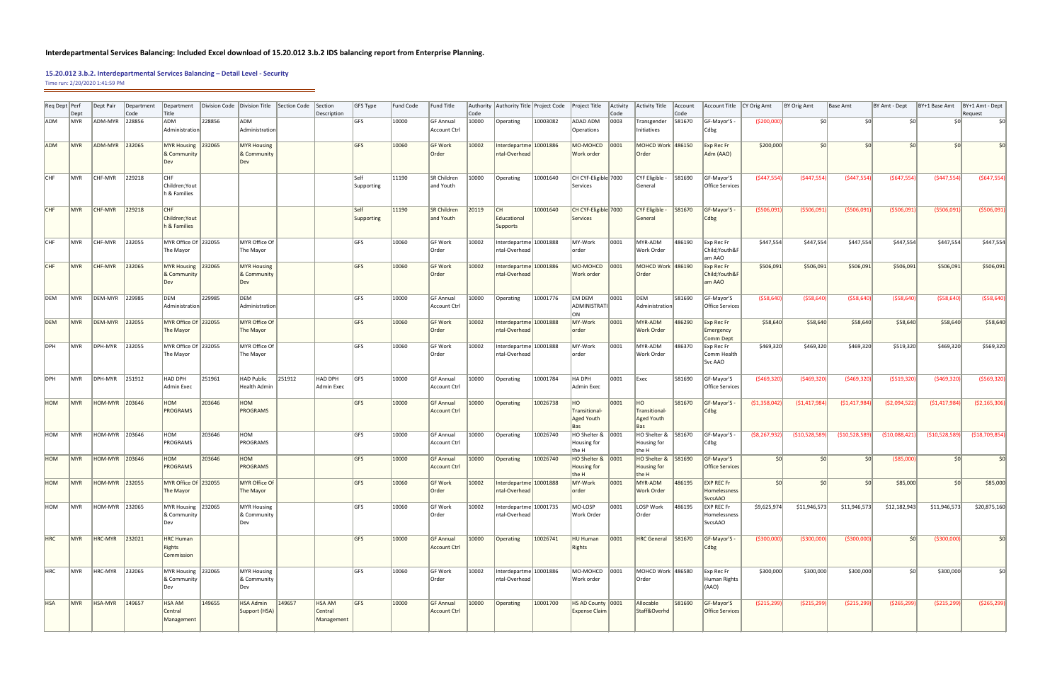**Interdepartmental Services Balancing: Included Excel download of 15.20.012 3.b.2 IDS balancing report from Enterprise Planning.**

**15.20.012 3.b.2. Interdepartmental Services Balancing – Detail Level - Security**

Time run: 2/20/2020 1:41:59 PM

| Req Dept | Perf Dept | Dept Pair | Department Code | Department Title | Division Code | Division Title | Section Code | Section Description | GFS Type | Fund Code | Fund Title | Authority Code | Authority Title | Project Code | Project Title | Activity Code | Activity Title | Account Code | Account Title | CY Orig Amt | BY Orig Amt | Base Amt | BY Amt - Dept | BY+1 Base Amt | BY+1 Amt - Dept Request |
|---|---|---|---|---|---|---|---|---|---|---|---|---|---|---|---|---|---|---|---|---|---|---|---|---|---|
| ADM | MYR | ADM-MYR | 228856 | ADM Administration | 228856 | ADM Administration | | | GFS | 10000 | GF Annual Account Ctrl | 10000 | Operating | 10003082 | ADAD ADM Operations | 0003 | Transgender Initiatives | 581670 | GF-Mayor'S - Cdbg | ($200,000) | $0 | $0 | $0 | $0 | $0 |
| ADM | MYR | ADM-MYR | 232065 | MYR Housing & Community Dev | 232065 | MYR Housing & Community Dev | | | GFS | 10060 | GF Work Order | 10002 | Interdepartme ntal-Overhead | 10001886 | MO-MOHCD Work order | 0001 | MOHCD Work Order | 486150 | Exp Rec Fr Adm (AAO) | $200,000 | $0 | $0 | $0 | $0 | $0 |
| CHF | MYR | CHF-MYR | 229218 | CHF Children;Yout h & Families | | | | | Self Supporting | 11190 | SR Children and Youth | 10000 | Operating | 10001640 | CH CYF-Eligible Services | 7000 | CYF Eligible - General | 581690 | GF-Mayor'S Office Services | ($447,554) | ($447,554) | ($447,554) | ($647,554) | ($447,554) | ($647,554) |
| CHF | MYR | CHF-MYR | 229218 | CHF Children;Yout h & Families | | | | | Self Supporting | 11190 | SR Children and Youth | 20119 | CH Educational Supports | 10001640 | CH CYF-Eligible Services | 7000 | CYF Eligible - General | 581670 | GF-Mayor'S - Cdbg | ($506,091) | ($506,091) | ($506,091) | ($506,091) | ($506,091) | ($506,091) |
| CHF | MYR | CHF-MYR | 232055 | MYR Office Of The Mayor | 232055 | MYR Office Of The Mayor | | | GFS | 10060 | GF Work Order | 10002 | Interdepartme ntal-Overhead | 10001888 | MY-Work order | 0001 | MYR-ADM Work Order | 486190 | Exp Rec Fr Child;Youth&F am AAO | $447,554 | $447,554 | $447,554 | $447,554 | $447,554 | $447,554 |
| CHF | MYR | CHF-MYR | 232065 | MYR Housing & Community Dev | 232065 | MYR Housing & Community Dev | | | GFS | 10060 | GF Work Order | 10002 | Interdepartme ntal-Overhead | 10001886 | MO-MOHCD Work order | 0001 | MOHCD Work Order | 486190 | Exp Rec Fr Child;Youth&F am AAO | $506,091 | $506,091 | $506,091 | $506,091 | $506,091 | $506,091 |
| DEM | MYR | DEM-MYR | 229985 | DEM Administration | 229985 | DEM Administration | | | GFS | 10000 | GF Annual Account Ctrl | 10000 | Operating | 10001776 | EM DEM ADMINISTRATI ON | 0001 | DEM Administration | 581690 | GF-Mayor'S Office Services | ($58,640) | ($58,640) | ($58,640) | ($58,640) | ($58,640) | ($58,640) |
| DEM | MYR | DEM-MYR | 232055 | MYR Office Of The Mayor | 232055 | MYR Office Of The Mayor | | | GFS | 10060 | GF Work Order | 10002 | Interdepartme ntal-Overhead | 10001888 | MY-Work order | 0001 | MYR-ADM Work Order | 486290 | Exp Rec Fr Emergency Comm Dept | $58,640 | $58,640 | $58,640 | $58,640 | $58,640 | $58,640 |
| DPH | MYR | DPH-MYR | 232055 | MYR Office Of The Mayor | 232055 | MYR Office Of The Mayor | | | GFS | 10060 | GF Work Order | 10002 | Interdepartme ntal-Overhead | 10001888 | MY-Work order | 0001 | MYR-ADM Work Order | 486370 | Exp Rec Fr Comm Health Svc AAO | $469,320 | $469,320 | $469,320 | $519,320 | $469,320 | $569,320 |
| DPH | MYR | DPH-MYR | 251912 | HAD DPH Admin Exec | 251961 | HAD Public Health Admin | 251912 | HAD DPH Admin Exec | GFS | 10000 | GF Annual Account Ctrl | 10000 | Operating | 10001784 | HA DPH Admin Exec | 0001 | Exec | 581690 | GF-Mayor'S Office Services | ($469,320) | ($469,320) | ($469,320) | ($519,320) | ($469,320) | ($569,320) |
| HOM | MYR | HOM-MYR | 203646 | HOM PROGRAMS | 203646 | HOM PROGRAMS | | | GFS | 10000 | GF Annual Account Ctrl | 10000 | Operating | 10026738 | HO Transitional-Aged Youth Bas | 0001 | HO Transitional-Aged Youth Bas | 581670 | GF-Mayor'S - Cdbg | ($1,358,042) | ($1,417,984) | ($1,417,984) | ($2,094,522) | ($1,417,984) | ($2,165,306) |
| HOM | MYR | HOM-MYR | 203646 | HOM PROGRAMS | 203646 | HOM PROGRAMS | | | GFS | 10000 | GF Annual Account Ctrl | 10000 | Operating | 10026740 | HO Shelter & Housing for the H | 0001 | HO Shelter & Housing for the H | 581670 | GF-Mayor'S - Cdbg | ($8,267,932) | ($10,528,589) | ($10,528,589) | ($10,088,421) | ($10,528,589) | ($18,709,854) |
| HOM | MYR | HOM-MYR | 203646 | HOM PROGRAMS | 203646 | HOM PROGRAMS | | | GFS | 10000 | GF Annual Account Ctrl | 10000 | Operating | 10026740 | HO Shelter & Housing for the H | 0001 | HO Shelter & Housing for the H | 581690 | GF-Mayor'S Office Services | $0 | $0 | $0 | ($85,000) | $0 | $0 |
| HOM | MYR | HOM-MYR | 232055 | MYR Office Of The Mayor | 232055 | MYR Office Of The Mayor | | | GFS | 10060 | GF Work Order | 10002 | Interdepartme ntal-Overhead | 10001888 | MY-Work order | 0001 | MYR-ADM Work Order | 486195 | EXP REC Fr Homelessness SvcsAAO | $0 | $0 | $0 | $85,000 | $0 | $85,000 |
| HOM | MYR | HOM-MYR | 232065 | MYR Housing & Community Dev | 232065 | MYR Housing & Community Dev | | | GFS | 10060 | GF Work Order | 10002 | Interdepartme ntal-Overhead | 10001735 | MO-LOSP Work Order | 0001 | LOSP Work Order | 486195 | EXP REC Fr Homelessness SvcsAAO | $9,625,974 | $11,946,573 | $11,946,573 | $12,182,943 | $11,946,573 | $20,875,160 |
| HRC | MYR | HRC-MYR | 232021 | HRC Human Rights Commission | | | | | GFS | 10000 | GF Annual Account Ctrl | 10000 | Operating | 10026741 | HU Human Rights | 0001 | HRC General | 581670 | GF-Mayor'S - Cdbg | ($300,000) | ($300,000) | ($300,000) | $0 | ($300,000) | $0 |
| HRC | MYR | HRC-MYR | 232065 | MYR Housing & Community Dev | 232065 | MYR Housing & Community Dev | | | GFS | 10060 | GF Work Order | 10002 | Interdepartme ntal-Overhead | 10001886 | MO-MOHCD Work order | 0001 | MOHCD Work Order | 486580 | Exp Rec Fr Human Rights (AAO) | $300,000 | $300,000 | $300,000 | $0 | $300,000 | $0 |
| HSA | MYR | HSA-MYR | 149657 | HSA AM Central Management | 149655 | HSA Admin Support (HSA) | 149657 | HSA AM Central Management | GFS | 10000 | GF Annual Account Ctrl | 10000 | Operating | 10001700 | HS AD County Expense Claim | 0001 | Allocable Staff&Overhd | 581690 | GF-Mayor'S Office Services | ($215,299) | ($215,299) | ($215,299) | ($265,299) | ($215,299) | ($265,299) |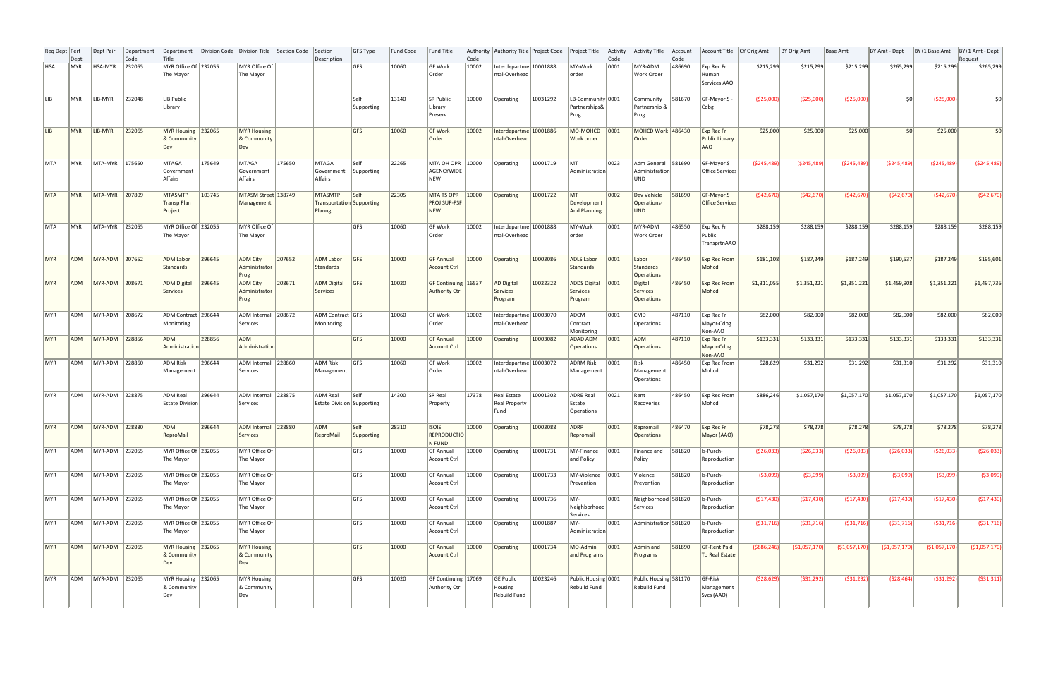| Req Dept | Perf Dept | Dept Pair | Department Code | Department Title | Division Code | Division Title | Section Code | Section Description | GFS Type | Fund Code | Fund Title | Authority Code | Authority Title | Project Code | Project Title | Activity Code | Activity Title | Account Code | Account Title | CY Orig Amt | BY Orig Amt | Base Amt | BY Amt - Dept | BY+1 Base Amt | BY+1 Amt - Dept Request |
|---|---|---|---|---|---|---|---|---|---|---|---|---|---|---|---|---|---|---|---|---|---|---|---|---|---|
| HSA | MYR | HSA-MYR | 232055 | MYR Office Of The Mayor | 232055 | MYR Office Of The Mayor | | | GFS | 10060 | GF Work Order | 10002 | Interdepartmental-Overhead | 10001888 | MY-Work order | 0001 | MYR-ADM Work Order | 486690 | Exp Rec Fr Human Services AAO | $215,299 | $215,299 | $215,299 | $265,299 | $215,299 | $265,299 |
| LIB | MYR | LIB-MYR | 232048 | LIB Public Library | | | | | Self Supporting | 13140 | SR Public Library Preserv | 10000 | Operating | 10031292 | LB-Community Partnerships& Prog | 0001 | Community Partnership & Prog | 581670 | GF-Mayor'S - Cdbg | ($25,000) | ($25,000) | ($25,000) | $0 | ($25,000) | $0 |
| LIB | MYR | LIB-MYR | 232065 | MYR Housing & Community Dev | 232065 | MYR Housing & Community Dev | | | GFS | 10060 | GF Work Order | 10002 | Interdepartmental-Overhead | 10001886 | MO-MOHCD Work order | 0001 | MOHCD Work Order | 486430 | Exp Rec Fr Public Library AAO | $25,000 | $25,000 | $25,000 | $0 | $25,000 | $0 |
| MTA | MYR | MTA-MYR | 175650 | MTAGA Government Affairs | 175649 | MTAGA Government Affairs | 175650 | MTAGA Government Affairs | Self Supporting | 22265 | MTA OH OPR AGENCYWIDE NEW | 10000 | Operating | 10001719 | MT Administration | 0023 | Adm General Administration UND | 581690 | GF-Mayor'S Office Services | ($245,489) | ($245,489) | ($245,489) | ($245,489) | ($245,489) | ($245,489) |
| MTA | MYR | MTA-MYR | 207809 | MTASMTP Transp Plan Project | 103745 | MTASM Street Management | 138749 | MTASMTP Transportation Plannig | Self Supporting | 22305 | MTA TS OPR PROJ SUP-PSF NEW | 10000 | Operating | 10001722 | MT Development And Planning | 0002 | Dev Vehicle Operations-UND | 581690 | GF-Mayor'S Office Services | ($42,670) | ($42,670) | ($42,670) | ($42,670) | ($42,670) | ($42,670) |
| MTA | MYR | MTA-MYR | 232055 | MYR Office Of The Mayor | 232055 | MYR Office Of The Mayor | | | GFS | 10060 | GF Work Order | 10002 | Interdepartmental-Overhead | 10001888 | MY-Work order | 0001 | MYR-ADM Work Order | 486550 | Exp Rec Fr Public TransprtnAAO | $288,159 | $288,159 | $288,159 | $288,159 | $288,159 | $288,159 |
| MYR | ADM | MYR-ADM | 207652 | ADM Labor Standards | 296645 | ADM City Administrator Prog | 207652 | ADM Labor Standards | GFS | 10000 | GF Annual Account Ctrl | 10000 | Operating | 10003086 | ADLS Labor Standards | 0001 | Labor Standards Operations | 486450 | Exp Rec From Mohcd | $181,108 | $187,249 | $187,249 | $190,537 | $187,249 | $195,601 |
| MYR | ADM | MYR-ADM | 208671 | ADM Digital Services | 296645 | ADM City Administrator Prog | 208671 | ADM Digital Services | GFS | 10020 | GF Continuing Authority Ctrl | 16537 | AD Digital Services Program | 10022322 | ADDS Digital Services Program | 0001 | Digital Services Operations | 486450 | Exp Rec From Mohcd | $1,311,055 | $1,351,221 | $1,351,221 | $1,459,908 | $1,351,221 | $1,497,736 |
| MYR | ADM | MYR-ADM | 208672 | ADM Contract Monitoring | 296644 | ADM Internal Services | 208672 | ADM Contract Monitoring | GFS | 10060 | GF Work Order | 10002 | Interdepartmental-Overhead | 10003070 | ADCM Contract Monitoring | 0001 | CMD Operations | 487110 | Exp Rec Fr Mayor-Cdbg Non-AAO | $82,000 | $82,000 | $82,000 | $82,000 | $82,000 | $82,000 |
| MYR | ADM | MYR-ADM | 228856 | ADM Administration | 228856 | ADM Administration | | | GFS | 10000 | GF Annual Account Ctrl | 10000 | Operating | 10003082 | ADAD ADM Operations | 0001 | ADM Operations | 487110 | Exp Rec Fr Mayor-Cdbg Non-AAO | $133,331 | $133,331 | $133,331 | $133,331 | $133,331 | $133,331 |
| MYR | ADM | MYR-ADM | 228860 | ADM Risk Management | 296644 | ADM Internal Services | 228860 | ADM Risk Management | GFS | 10060 | GF Work Order | 10002 | Interdepartmental-Overhead | 10003072 | ADRM Risk Management | 0001 | Risk Management Operations | 486450 | Exp Rec From Mohcd | $28,629 | $31,292 | $31,292 | $31,310 | $31,292 | $31,310 |
| MYR | ADM | MYR-ADM | 228875 | ADM Real Estate Division | 296644 | ADM Internal Services | 228875 | ADM Real Estate Division | Self Supporting | 14300 | SR Real Property | 17378 | Real Estate Real Property Fund | 10001302 | ADRE Real Estate Operations | 0021 | Rent Recoveries | 486450 | Exp Rec From Mohcd | $886,246 | $1,057,170 | $1,057,170 | $1,057,170 | $1,057,170 | $1,057,170 |
| MYR | ADM | MYR-ADM | 228880 | ADM ReproMail | 296644 | ADM Internal Services | 228880 | ADM ReproMail | Self Supporting | 28310 | ISOIS REPRODUCTION FUND | 10000 | Operating | 10003088 | ADRP Repromail | 0001 | Repromail Operations | 486470 | Exp Rec Fr Mayor (AAO) | $78,278 | $78,278 | $78,278 | $78,278 | $78,278 | $78,278 |
| MYR | ADM | MYR-ADM | 232055 | MYR Office Of The Mayor | 232055 | MYR Office Of The Mayor | | | GFS | 10000 | GF Annual Account Ctrl | 10000 | Operating | 10001731 | MY-Finance and Policy | 0001 | Finance and Policy | 581820 | Is-Purch-Reproduction | ($26,033) | ($26,033) | ($26,033) | ($26,033) | ($26,033) | ($26,033) |
| MYR | ADM | MYR-ADM | 232055 | MYR Office Of The Mayor | 232055 | MYR Office Of The Mayor | | | GFS | 10000 | GF Annual Account Ctrl | 10000 | Operating | 10001733 | MY-Violence Prevention | 0001 | Violence Prevention | 581820 | Is-Purch-Reproduction | ($3,099) | ($3,099) | ($3,099) | ($3,099) | ($3,099) | ($3,099) |
| MYR | ADM | MYR-ADM | 232055 | MYR Office Of The Mayor | 232055 | MYR Office Of The Mayor | | | GFS | 10000 | GF Annual Account Ctrl | 10000 | Operating | 10001736 | MY-Neighborhood Services | 0001 | Neighborhood Services | 581820 | Is-Purch-Reproduction | ($17,430) | ($17,430) | ($17,430) | ($17,430) | ($17,430) | ($17,430) |
| MYR | ADM | MYR-ADM | 232055 | MYR Office Of The Mayor | 232055 | MYR Office Of The Mayor | | | GFS | 10000 | GF Annual Account Ctrl | 10000 | Operating | 10001887 | MY-Administration | 0001 | Administration | 581820 | Is-Purch-Reproduction | ($31,716) | ($31,716) | ($31,716) | ($31,716) | ($31,716) | ($31,716) |
| MYR | ADM | MYR-ADM | 232065 | MYR Housing & Community Dev | 232065 | MYR Housing & Community Dev | | | GFS | 10000 | GF Annual Account Ctrl | 10000 | Operating | 10001734 | MO-Admin and Programs | 0001 | Admin and Programs | 581890 | GF-Rent Paid To Real Estate | ($886,246) | ($1,057,170) | ($1,057,170) | ($1,057,170) | ($1,057,170) | ($1,057,170) |
| MYR | ADM | MYR-ADM | 232065 | MYR Housing & Community Dev | 232065 | MYR Housing & Community Dev | | | GFS | 10020 | GF Continuing Authority Ctrl | 17069 | GE Public Housing Rebuild Fund | 10023246 | Public Housing Rebuild Fund | 0001 | Public Housing Rebuild Fund | 581170 | GF-Risk Management Svcs (AAO) | ($28,629) | ($31,292) | ($31,292) | ($28,464) | ($31,292) | ($31,311) |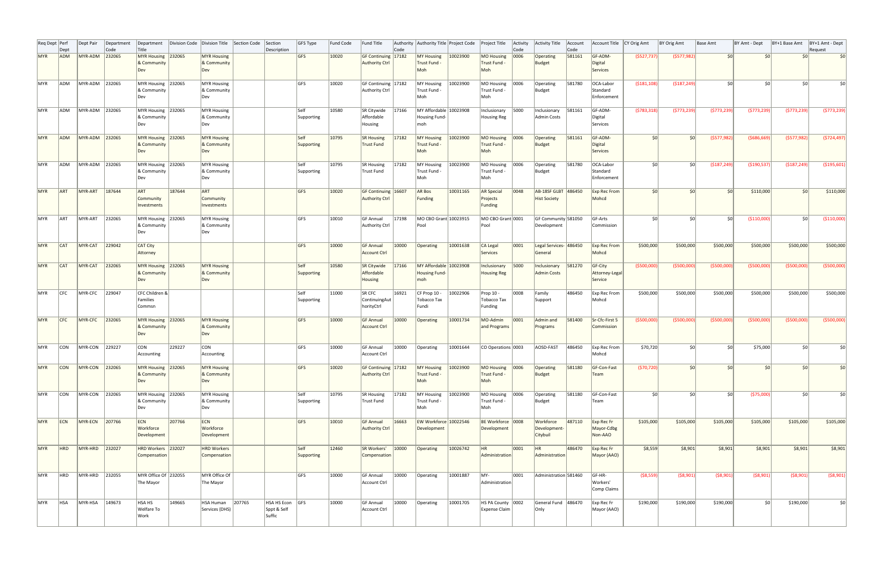| Req Dept | Perf Dept | Dept Pair | Department Code | Department Title | Division Code | Division Title | Section Code | Section Description | GFS Type | Fund Code | Fund Title | Authority Code | Authority Title | Project Code | Project Title | Activity Code | Activity Title | Account Code | Account Title | CY Orig Amt | BY Orig Amt | Base Amt | BY Amt - Dept | BY+1 Base Amt | BY+1 Amt - Dept Request |
|---|---|---|---|---|---|---|---|---|---|---|---|---|---|---|---|---|---|---|---|---|---|---|---|---|---|
| MYR | ADM | MYR-ADM | 232065 | MYR Housing & Community Dev | 232065 | MYR Housing & Community Dev | | | GFS | 10020 | GF Continuing Authority Ctrl | 17182 | MY Housing Trust Fund - Moh | 10023900 | MO Housing Trust Fund - Moh | 0006 | Operating Budget | 581161 | GF-ADM-Digital Services | ($527,737) | ($577,982) | $0 | $0 | $0 | $0 |
| MYR | ADM | MYR-ADM | 232065 | MYR Housing & Community Dev | 232065 | MYR Housing & Community Dev | | | GFS | 10020 | GF Continuing Authority Ctrl | 17182 | MY Housing Trust Fund - Moh | 10023900 | MO Housing Trust Fund - Moh | 0006 | Operating Budget | 581780 | OCA-Labor Standard Enforcement | ($181,108) | ($187,249) | $0 | $0 | $0 | $0 |
| MYR | ADM | MYR-ADM | 232065 | MYR Housing & Community Dev | 232065 | MYR Housing & Community Dev | | | Self Supporting | 10580 | SR Citywide Affordable Housing | 17166 | MY Affordable Housing Fund-moh | 10023908 | Inclusionary Housing Reg | 5000 | Inclusionary Admin Costs | 581161 | GF-ADM-Digital Services | ($783,318) | ($773,239) | ($773,239) | ($773,239) | ($773,239) | ($773,239) |
| MYR | ADM | MYR-ADM | 232065 | MYR Housing & Community Dev | 232065 | MYR Housing & Community Dev | | | Self Supporting | 10795 | SR Housing Trust Fund | 17182 | MY Housing Trust Fund - Moh | 10023900 | MO Housing Trust Fund - Moh | 0006 | Operating Budget | 581161 | GF-ADM-Digital Services | $0 | $0 | ($577,982) | ($686,669) | ($577,982) | ($724,497) |
| MYR | ADM | MYR-ADM | 232065 | MYR Housing & Community Dev | 232065 | MYR Housing & Community Dev | | | Self Supporting | 10795 | SR Housing Trust Fund | 17182 | MY Housing Trust Fund - Moh | 10023900 | MO Housing Trust Fund - Moh | 0006 | Operating Budget | 581780 | OCA-Labor Standard Enforcement | $0 | $0 | ($187,249) | ($190,537) | ($187,249) | ($195,601) |
| MYR | ART | MYR-ART | 187644 | ART Community Investments | 187644 | ART Community Investments | | | GFS | 10020 | GF Continuing Authority Ctrl | 16607 | AR Bos Funding | 10031165 | AR Special Projects Funding | 0048 | AB-18SF GLBT Hist Society | 486450 | Exp Rec From Mohcd | $0 | $0 | $0 | $110,000 | $0 | $110,000 |
| MYR | ART | MYR-ART | 232065 | MYR Housing & Community Dev | 232065 | MYR Housing & Community Dev | | | GFS | 10010 | GF Annual Authority Ctrl | 17198 | MO CBO Grant Pool | 10023915 | MO CBO Grant Pool | 0001 | GF Community Development | 581050 | GF-Arts Commission | $0 | $0 | $0 | ($110,000) | $0 | ($110,000) |
| MYR | CAT | MYR-CAT | 229042 | CAT City Attorney | | | | | GFS | 10000 | GF Annual Account Ctrl | 10000 | Operating | 10001638 | CA Legal Services | 0001 | Legal Services-General | 486450 | Exp Rec From Mohcd | $500,000 | $500,000 | $500,000 | $500,000 | $500,000 | $500,000 |
| MYR | CAT | MYR-CAT | 232065 | MYR Housing & Community Dev | 232065 | MYR Housing & Community Dev | | | Self Supporting | 10580 | SR Citywide Affordable Housing | 17166 | MY Affordable Housing Fund-moh | 10023908 | Inclusionary Housing Reg | 5000 | Inclusionary Admin Costs | 581270 | GF-City Attorney-Legal Service | ($500,000) | ($500,000) | ($500,000) | ($500,000) | ($500,000) | ($500,000) |
| MYR | CFC | MYR-CFC | 229047 | CFC Children & Families Commsn | | | | | Self Supporting | 11000 | SR CFC ContinuingAuthorityCtrl | 16921 | CF Prop 10 - Tobacco Tax Fundi | 10022906 | Prop 10 - Tobacco Tax Funding | 0008 | Family Support | 486450 | Exp Rec From Mohcd | $500,000 | $500,000 | $500,000 | $500,000 | $500,000 | $500,000 |
| MYR | CFC | MYR-CFC | 232065 | MYR Housing & Community Dev | 232065 | MYR Housing & Community Dev | | | GFS | 10000 | GF Annual Account Ctrl | 10000 | Operating | 10001734 | MO-Admin and Programs | 0001 | Admin and Programs | 581400 | Sr-Cfc-First 5 Commission | ($500,000) | ($500,000) | ($500,000) | ($500,000) | ($500,000) | ($500,000) |
| MYR | CON | MYR-CON | 229227 | CON Accounting | 229227 | CON Accounting | | | GFS | 10000 | GF Annual Account Ctrl | 10000 | Operating | 10001644 | CO Operations | 0003 | AOSD-FAST | 486450 | Exp Rec From Mohcd | $70,720 | $0 | $0 | $75,000 | $0 | $0 |
| MYR | CON | MYR-CON | 232065 | MYR Housing & Community Dev | 232065 | MYR Housing & Community Dev | | | GFS | 10020 | GF Continuing Authority Ctrl | 17182 | MY Housing Trust Fund - Moh | 10023900 | MO Housing Trust Fund - Moh | 0006 | Operating Budget | 581180 | GF-Con-Fast Team | ($70,720) | $0 | $0 | $0 | $0 | $0 |
| MYR | CON | MYR-CON | 232065 | MYR Housing & Community Dev | 232065 | MYR Housing & Community Dev | | | Self Supporting | 10795 | SR Housing Trust Fund | 17182 | MY Housing Trust Fund - Moh | 10023900 | MO Housing Trust Fund - Moh | 0006 | Operating Budget | 581180 | GF-Con-Fast Team | $0 | $0 | $0 | ($75,000) | $0 | $0 |
| MYR | ECN | MYR-ECN | 207766 | ECN Workforce Development | 207766 | ECN Workforce Development | | | GFS | 10010 | GF Annual Authority Ctrl | 16663 | EW Workforce Development | 10022546 | BE Workforce Development | 0008 | Workforce Development-Citybuil | 487110 | Exp Rec Fr Mayor-Cdbg Non-AAO | $105,000 | $105,000 | $105,000 | $105,000 | $105,000 | $105,000 |
| MYR | HRD | MYR-HRD | 232027 | HRD Workers Compensation | 232027 | HRD Workers Compensation | | | Self Supporting | 12460 | SR Workers' Compensation | 10000 | Operating | 10026742 | HR Administration | 0001 | HR Administration | 486470 | Exp Rec Fr Mayor (AAO) | $8,559 | $8,901 | $8,901 | $8,901 | $8,901 | $8,901 |
| MYR | HRD | MYR-HRD | 232055 | MYR Office Of The Mayor | 232055 | MYR Office Of The Mayor | | | GFS | 10000 | GF Annual Account Ctrl | 10000 | Operating | 10001887 | MY-Administration | 0001 | Administration | 581460 | GF-HR-Workers' Comp Claims | ($8,559) | ($8,901) | ($8,901) | ($8,901) | ($8,901) | ($8,901) |
| MYR | HSA | MYR-HSA | 149673 | HSA HS Welfare To Work | 149665 | HSA Human Services (DHS) | 207765 | HSA HS Econ Sppt & Self Suffic | GFS | 10000 | GF Annual Account Ctrl | 10000 | Operating | 10001705 | HS PA County Expense Claim | 0002 | General Fund Only | 486470 | Exp Rec Fr Mayor (AAO) | $190,000 | $190,000 | $190,000 | $0 | $190,000 | $0 |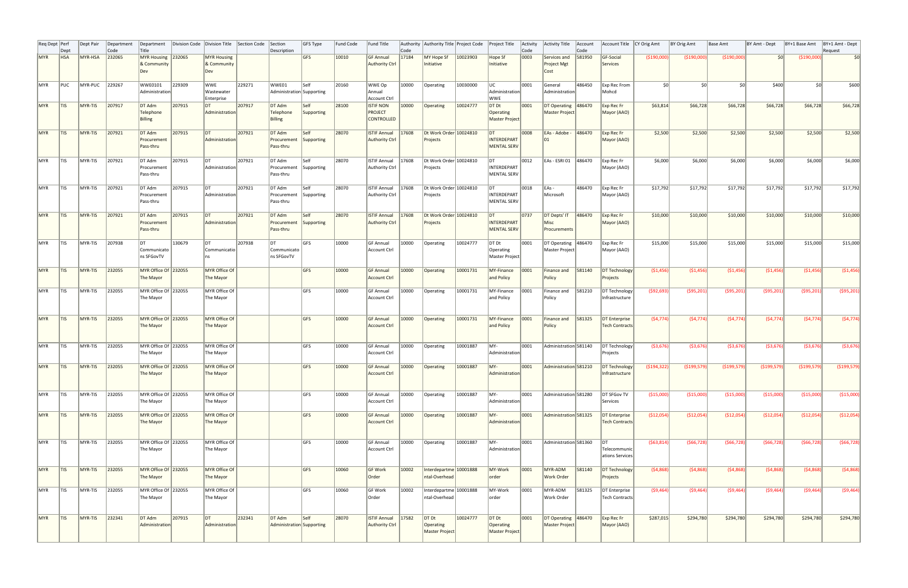| Req Dept | Perf Dept | Dept Pair | Department Code | Department Title | Division Code | Division Title | Section Code | Section Description | GFS Type | Fund Code | Fund Title | Authority Code | Authority Title | Project Code | Project Title | Activity Code | Activity Title | Account Code | Account Title | CY Orig Amt | BY Orig Amt | Base Amt | BY Amt - Dept | BY+1 Base Amt | BY+1 Amt - Dept Request |
|---|---|---|---|---|---|---|---|---|---|---|---|---|---|---|---|---|---|---|---|---|---|---|---|---|---|
| MYR | HSA | MYR-HSA | 232065 | MYR Housing & Community Dev | 232065 | MYR Housing & Community Dev | | | GFS | 10010 | GF Annual Authority Ctrl | 17184 | MY Hope Sf Initiative | 10023903 | Hope Sf Initiative | 0003 | Services and Project Mgt Cost | 581950 | GF-Social Services | ($190,000) | ($190,000) | ($190,000) | $0 | ($190,000) | $0 |
| MYR | PUC | MYR-PUC | 229267 | WWE0101 Administration | 229309 | WWE Wastewater Enterprise | 229271 | WWE01 Administration | Self Supporting | 20160 | WWE Op Annual Account Ctrl | 10000 | Operating | 10030000 | UC Administration WWE | 0001 | General Administration | 486450 | Exp Rec From Mohcd | $0 | $0 | $0 | $400 | $0 | $600 |
| MYR | TIS | MYR-TIS | 207917 | DT Adm Telephone Billing | 207915 | DT Administration | 207917 | DT Adm Telephone Billing | Self Supporting | 28100 | ISTIF NON PROJECT CONTROLLED | 10000 | Operating | 10024777 | DT Dt Operating Master Project | 0001 | DT Operating Master Project | 486470 | Exp Rec Fr Mayor (AAO) | $63,814 | $66,728 | $66,728 | $66,728 | $66,728 | $66,728 |
| MYR | TIS | MYR-TIS | 207921 | DT Adm Procurement Pass-thru | 207915 | DT Administration | 207921 | DT Adm Procurement Pass-thru | Self Supporting | 28070 | ISTIF Annual Authority Ctrl | 17608 | Dt Work Order Projects | 10024810 | DT INTERDEPART MENTAL SERV | 0008 | EAs - Adobe - 01 | 486470 | Exp Rec Fr Mayor (AAO) | $2,500 | $2,500 | $2,500 | $2,500 | $2,500 | $2,500 |
| MYR | TIS | MYR-TIS | 207921 | DT Adm Procurement Pass-thru | 207915 | DT Administration | 207921 | DT Adm Procurement Pass-thru | Self Supporting | 28070 | ISTIF Annual Authority Ctrl | 17608 | Dt Work Order Projects | 10024810 | DT INTERDEPART MENTAL SERV | 0012 | EAs - ESRI 01 | 486470 | Exp Rec Fr Mayor (AAO) | $6,000 | $6,000 | $6,000 | $6,000 | $6,000 | $6,000 |
| MYR | TIS | MYR-TIS | 207921 | DT Adm Procurement Pass-thru | 207915 | DT Administration | 207921 | DT Adm Procurement Pass-thru | Self Supporting | 28070 | ISTIF Annual Authority Ctrl | 17608 | Dt Work Order Projects | 10024810 | DT INTERDEPART MENTAL SERV | 0018 | EAs - Microsoft | 486470 | Exp Rec Fr Mayor (AAO) | $17,792 | $17,792 | $17,792 | $17,792 | $17,792 | $17,792 |
| MYR | TIS | MYR-TIS | 207921 | DT Adm Procurement Pass-thru | 207915 | DT Administration | 207921 | DT Adm Procurement Pass-thru | Self Supporting | 28070 | ISTIF Annual Authority Ctrl | 17608 | Dt Work Order Projects | 10024810 | DT INTERDEPART MENTAL SERV | 0737 | DT Depts' IT Misc Procurements | 486470 | Exp Rec Fr Mayor (AAO) | $10,000 | $10,000 | $10,000 | $10,000 | $10,000 | $10,000 |
| MYR | TIS | MYR-TIS | 207938 | DT Communicatons SFGovTV | 130679 | DT Communications | 207938 | DT Communicatons SFGovTV | GFS | 10000 | GF Annual Account Ctrl | 10000 | Operating | 10024777 | DT Dt Operating Master Project | 0001 | DT Operating Master Project | 486470 | Exp Rec Fr Mayor (AAO) | $15,000 | $15,000 | $15,000 | $15,000 | $15,000 | $15,000 |
| MYR | TIS | MYR-TIS | 232055 | MYR Office Of The Mayor | 232055 | MYR Office Of The Mayor | | | GFS | 10000 | GF Annual Account Ctrl | 10000 | Operating | 10001731 | MY-Finance and Policy | 0001 | Finance and Policy | 581140 | DT Technology Projects | ($1,456) | ($1,456) | ($1,456) | ($1,456) | ($1,456) | ($1,456) |
| MYR | TIS | MYR-TIS | 232055 | MYR Office Of The Mayor | 232055 | MYR Office Of The Mayor | | | GFS | 10000 | GF Annual Account Ctrl | 10000 | Operating | 10001731 | MY-Finance and Policy | 0001 | Finance and Policy | 581210 | DT Technology Infrastructure | ($92,693) | ($95,201) | ($95,201) | ($95,201) | ($95,201) | ($95,201) |
| MYR | TIS | MYR-TIS | 232055 | MYR Office Of The Mayor | 232055 | MYR Office Of The Mayor | | | GFS | 10000 | GF Annual Account Ctrl | 10000 | Operating | 10001731 | MY-Finance and Policy | 0001 | Finance and Policy | 581325 | DT Enterprise Tech Contracts | ($4,774) | ($4,774) | ($4,774) | ($4,774) | ($4,774) | ($4,774) |
| MYR | TIS | MYR-TIS | 232055 | MYR Office Of The Mayor | 232055 | MYR Office Of The Mayor | | | GFS | 10000 | GF Annual Account Ctrl | 10000 | Operating | 10001887 | MY-Administration | 0001 | Administration | 581140 | DT Technology Projects | ($3,676) | ($3,676) | ($3,676) | ($3,676) | ($3,676) | ($3,676) |
| MYR | TIS | MYR-TIS | 232055 | MYR Office Of The Mayor | 232055 | MYR Office Of The Mayor | | | GFS | 10000 | GF Annual Account Ctrl | 10000 | Operating | 10001887 | MY-Administration | 0001 | Administration | 581210 | DT Technology Infrastructure | ($194,322) | ($199,579) | ($199,579) | ($199,579) | ($199,579) | ($199,579) |
| MYR | TIS | MYR-TIS | 232055 | MYR Office Of The Mayor | 232055 | MYR Office Of The Mayor | | | GFS | 10000 | GF Annual Account Ctrl | 10000 | Operating | 10001887 | MY-Administration | 0001 | Administration | 581280 | DT SFGov TV Services | ($15,000) | ($15,000) | ($15,000) | ($15,000) | ($15,000) | ($15,000) |
| MYR | TIS | MYR-TIS | 232055 | MYR Office Of The Mayor | 232055 | MYR Office Of The Mayor | | | GFS | 10000 | GF Annual Account Ctrl | 10000 | Operating | 10001887 | MY-Administration | 0001 | Administration | 581325 | DT Enterprise Tech Contracts | ($12,054) | ($12,054) | ($12,054) | ($12,054) | ($12,054) | ($12,054) |
| MYR | TIS | MYR-TIS | 232055 | MYR Office Of The Mayor | 232055 | MYR Office Of The Mayor | | | GFS | 10000 | GF Annual Account Ctrl | 10000 | Operating | 10001887 | MY-Administration | 0001 | Administration | 581360 | DT Telecommunications Services | ($63,814) | ($66,728) | ($66,728) | ($66,728) | ($66,728) | ($66,728) |
| MYR | TIS | MYR-TIS | 232055 | MYR Office Of The Mayor | 232055 | MYR Office Of The Mayor | | | GFS | 10060 | GF Work Order | 10002 | Interdepartmental-Overhead | 10001888 | MY-Work order | 0001 | MYR-ADM Work Order | 581140 | DT Technology Projects | ($4,868) | ($4,868) | ($4,868) | ($4,868) | ($4,868) | ($4,868) |
| MYR | TIS | MYR-TIS | 232055 | MYR Office Of The Mayor | 232055 | MYR Office Of The Mayor | | | GFS | 10060 | GF Work Order | 10002 | Interdepartmental-Overhead | 10001888 | MY-Work order | 0001 | MYR-ADM Work Order | 581325 | DT Enterprise Tech Contracts | ($9,464) | ($9,464) | ($9,464) | ($9,464) | ($9,464) | ($9,464) |
| MYR | TIS | MYR-TIS | 232341 | DT Adm Administration | 207915 | DT Administration | 232341 | DT Adm Administration | Self Supporting | 28070 | ISTIF Annual Authority Ctrl | 17582 | DT Dt Operating Master Project | 10024777 | DT Dt Operating Master Project | 0001 | DT Operating Master Project | 486470 | Exp Rec Fr Mayor (AAO) | $287,015 | $294,780 | $294,780 | $294,780 | $294,780 | $294,780 |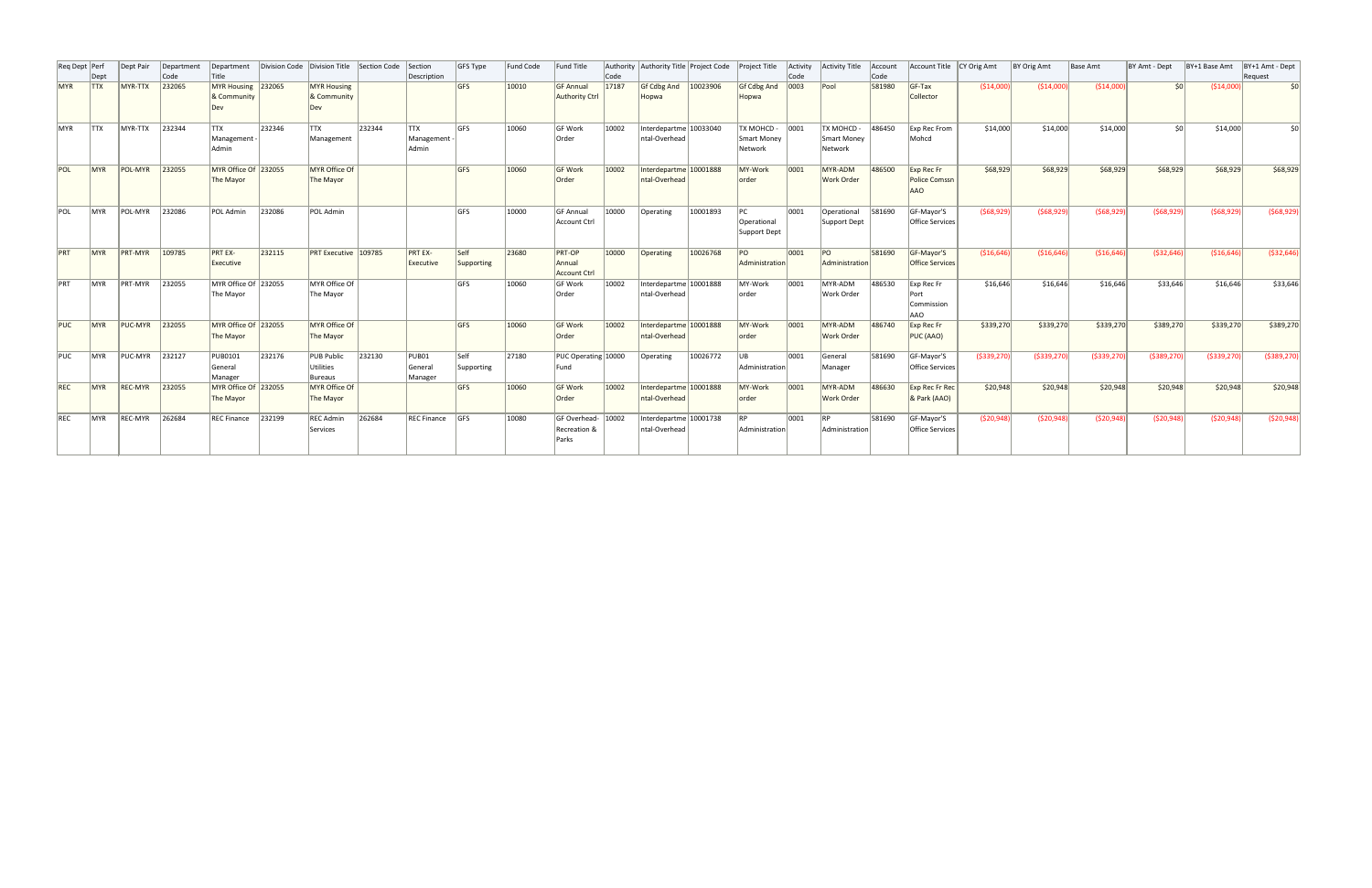| Req Dept | Perf Dept | Dept Pair | Department Code | Department Title | Division Code | Division Title | Section Code | Section Description | GFS Type | Fund Code | Fund Title | Authority Code | Authority Title | Project Code | Project Title | Activity Code | Activity Title | Account Code | Account Title | CY Orig Amt | BY Orig Amt | Base Amt | BY Amt - Dept | BY+1 Base Amt | BY+1 Amt - Dept Request |
|---|---|---|---|---|---|---|---|---|---|---|---|---|---|---|---|---|---|---|---|---|---|---|---|---|---|
| MYR | TTX | MYR-TTX | 232065 | MYR Housing & Community Dev | 232065 | MYR Housing & Community Dev | | | GFS | 10010 | GF Annual Authority Ctrl | 17187 | Gf Cdbg And Hopwa | 10023906 | Gf Cdbg And Hopwa | 0003 | Pool | 581980 | GF-Tax Collector | ($14,000) | ($14,000) | ($14,000) | $0 | ($14,000) | $0 |
| MYR | TTX | MYR-TTX | 232344 | TTX Management - Admin | 232346 | TTX Management | 232344 | TTX Management - Admin | GFS | 10060 | GF Work Order | 10002 | Interdepartmental-Overhead | 10033040 | TX MOHCD - Smart Money Network | 0001 | TX MOHCD - Smart Money Network | 486450 | Exp Rec From Mohcd | $14,000 | $14,000 | $14,000 | $0 | $14,000 | $0 |
| POL | MYR | POL-MYR | 232055 | MYR Office Of The Mayor | 232055 | MYR Office Of The Mayor | | | GFS | 10060 | GF Work Order | 10002 | Interdepartmental-Overhead | 10001888 | MY-Work order | 0001 | MYR-ADM Work Order | 486500 | Exp Rec Fr Police Comssn AAO | $68,929 | $68,929 | $68,929 | $68,929 | $68,929 | $68,929 |
| POL | MYR | POL-MYR | 232086 | POL Admin | 232086 | POL Admin | | | GFS | 10000 | GF Annual Account Ctrl | 10000 | Operating | 10001893 | PC Operational Support Dept | 0001 | Operational Support Dept | 581690 | GF-Mayor'S Office Services | ($68,929) | ($68,929) | ($68,929) | ($68,929) | ($68,929) | ($68,929) |
| PRT | MYR | PRT-MYR | 109785 | PRT EX-Executive | 232115 | PRT Executive | 109785 | PRT EX-Executive | Self Supporting | 23680 | PRT-OP Annual Account Ctrl | 10000 | Operating | 10026768 | PO Administration | 0001 | PO Administration | 581690 | GF-Mayor'S Office Services | ($16,646) | ($16,646) | ($16,646) | ($32,646) | ($16,646) | ($32,646) |
| PRT | MYR | PRT-MYR | 232055 | MYR Office Of The Mayor | 232055 | MYR Office Of The Mayor | | | GFS | 10060 | GF Work Order | 10002 | Interdepartmental-Overhead | 10001888 | MY-Work order | 0001 | MYR-ADM Work Order | 486530 | Exp Rec Fr Port Commission AAO | $16,646 | $16,646 | $16,646 | $33,646 | $16,646 | $33,646 |
| PUC | MYR | PUC-MYR | 232055 | MYR Office Of The Mayor | 232055 | MYR Office Of The Mayor | | | GFS | 10060 | GF Work Order | 10002 | Interdepartmental-Overhead | 10001888 | MY-Work order | 0001 | MYR-ADM Work Order | 486740 | Exp Rec Fr PUC (AAO) | $339,270 | $339,270 | $339,270 | $389,270 | $339,270 | $389,270 |
| PUC | MYR | PUC-MYR | 232127 | PUB0101 General Manager | 232176 | PUB Public Utilities Bureaus | 232130 | PUB01 General Manager | Self Supporting | 27180 | PUC Operating Fund | 10000 | Operating | 10026772 | UB Administration | 0001 | General Manager | 581690 | GF-Mayor'S Office Services | ($339,270) | ($339,270) | ($339,270) | ($389,270) | ($339,270) | ($389,270) |
| REC | MYR | REC-MYR | 232055 | MYR Office Of The Mayor | 232055 | MYR Office Of The Mayor | | | GFS | 10060 | GF Work Order | 10002 | Interdepartmental-Overhead | 10001888 | MY-Work order | 0001 | MYR-ADM Work Order | 486630 | Exp Rec Fr Rec & Park (AAO) | $20,948 | $20,948 | $20,948 | $20,948 | $20,948 | $20,948 |
| REC | MYR | REC-MYR | 262684 | REC Finance | 232199 | REC Admin Services | 262684 | REC Finance | GFS | 10080 | GF Overhead-Recreation & Parks | 10002 | Interdepartmental-Overhead | 10001738 | RP Administration | 0001 | RP Administration | 581690 | GF-Mayor'S Office Services | ($20,948) | ($20,948) | ($20,948) | ($20,948) | ($20,948) | ($20,948) |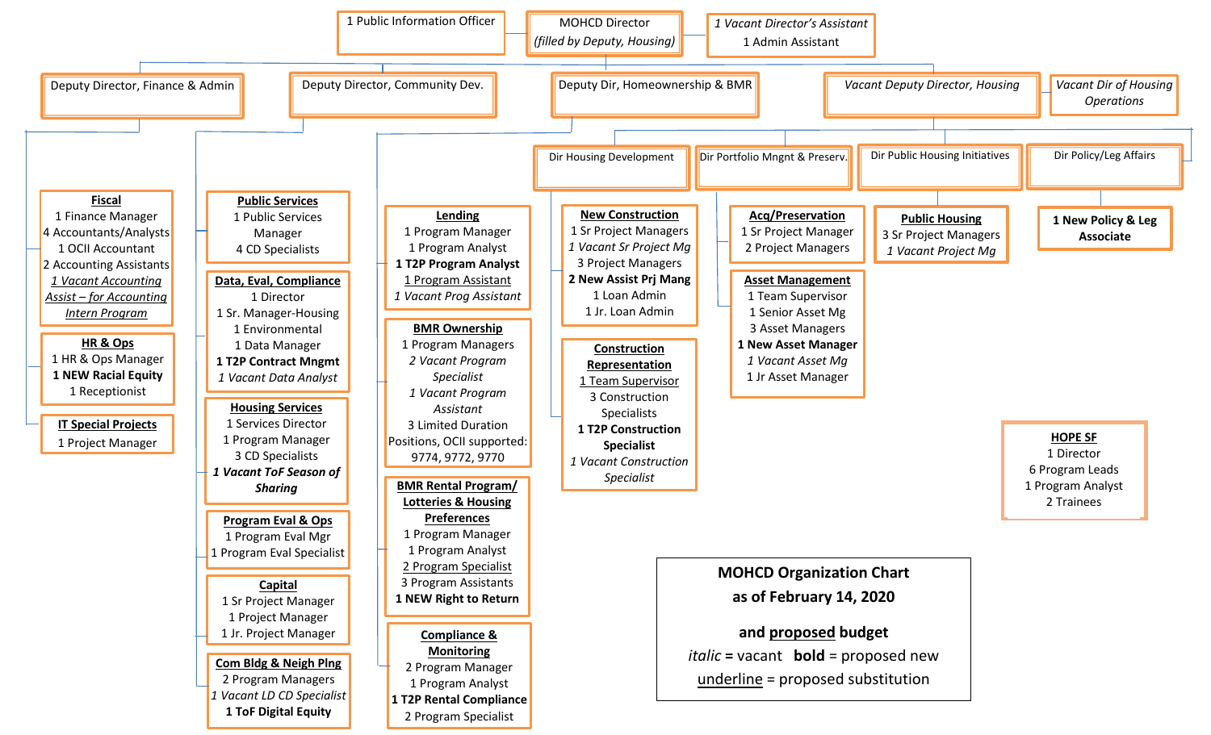# MOHCD Organization Chart as of February 14, 2020

**and <u>proposed</u> budget**

*italic* = vacant **bold** = proposed new <u>underline</u> = proposed substitution

1 Public Information Officer

MOHCD Director
*(filled by Deputy, Housing)*

*1 Vacant Director's Assistant*
1 Admin Assistant

## Deputy Director, Finance & Admin

**Fiscal**
- 1 Finance Manager
- 4 Accountants/Analysts
- 1 OCII Accountant
- 2 Accounting Assistants
- *<u>1 Vacant Accounting Assist – for Accounting Intern Program</u>*

**HR & Ops**
- 1 HR & Ops Manager
- **1 NEW Racial Equity**
- 1 Receptionist

**IT Special Projects**
- 1 Project Manager

## Deputy Director, Community Dev.

**Public Services**
- 1 Public Services Manager
- 4 CD Specialists

**Data, Eval, Compliance**
- 1 Director
- 1 Sr. Manager-Housing
- 1 Environmental
- 1 Data Manager
- **1 T2P Contract Mngmt**
- *1 Vacant Data Analyst*

**Housing Services**
- 1 Services Director
- 1 Program Manager
- 3 CD Specialists
- ***1 Vacant ToF Season of Sharing***

**Program Eval & Ops**
- 1 Program Eval Mgr
- 1 Program Eval Specialist

**Capital**
- 1 Sr Project Manager
- 1 Project Manager
- 1 Jr. Project Manager

**Com Bldg & Neigh Plng**
- 2 Program Managers
- *1 Vacant LD CD Specialist*
- **1 ToF Digital Equity**

## Deputy Dir, Homeownership & BMR

**Lending**
- 1 Program Manager
- 1 Program Analyst
- **1 T2P Program Analyst**
- <u>1 Program Assistant</u>
- *1 Vacant Prog Assistant*

**BMR Ownership**
- 1 Program Managers
- *2 Vacant Program Specialist*
- *1 Vacant Program Assistant*
- 3 Limited Duration Positions, OCII supported: 9774, 9772, 9770

**BMR Rental Program/ Lotteries & Housing Preferences**
- 1 Program Manager
- 1 Program Analyst
- <u>2 Program Specialist</u>
- 3 Program Assistants
- **1 NEW Right to Return**

**Compliance & Monitoring**
- 2 Program Manager
- 1 Program Analyst
- **1 T2P Rental Compliance**
- 2 Program Specialist

## *Vacant Deputy Director, Housing*

*Vacant Dir of Housing Operations*

### Dir Housing Development

**New Construction**
- 1 Sr Project Managers
- *1 Vacant Sr Project Mg*
- 3 Project Managers
- **2 New Assist Prj Mang**
- 1 Loan Admin
- 1 Jr. Loan Admin

**Construction Representation**
- <u>1 Team Supervisor</u>
- 3 Construction Specialists
- **1 T2P Construction Specialist**
- *1 Vacant Construction Specialist*

### Dir Portfolio Mngmnt & Preserv.

**Acq/Preservation**
- 1 Sr Project Manager
- 2 Project Managers

**Asset Management**
- 1 Team Supervisor
- 1 Senior Asset Mg
- 3 Asset Managers
- **1 New Asset Manager**
- *1 Vacant Asset Mg*
- 1 Jr Asset Manager

### Dir Public Housing Initiatives

**Public Housing**
- 3 Sr Project Managers
- *1 Vacant Project Mg*

### Dir Policy/Leg Affairs

- **1 New Policy & Leg Associate**

## HOPE SF

- 1 Director
- 6 Program Leads
- 1 Program Analyst
- 2 Trainees